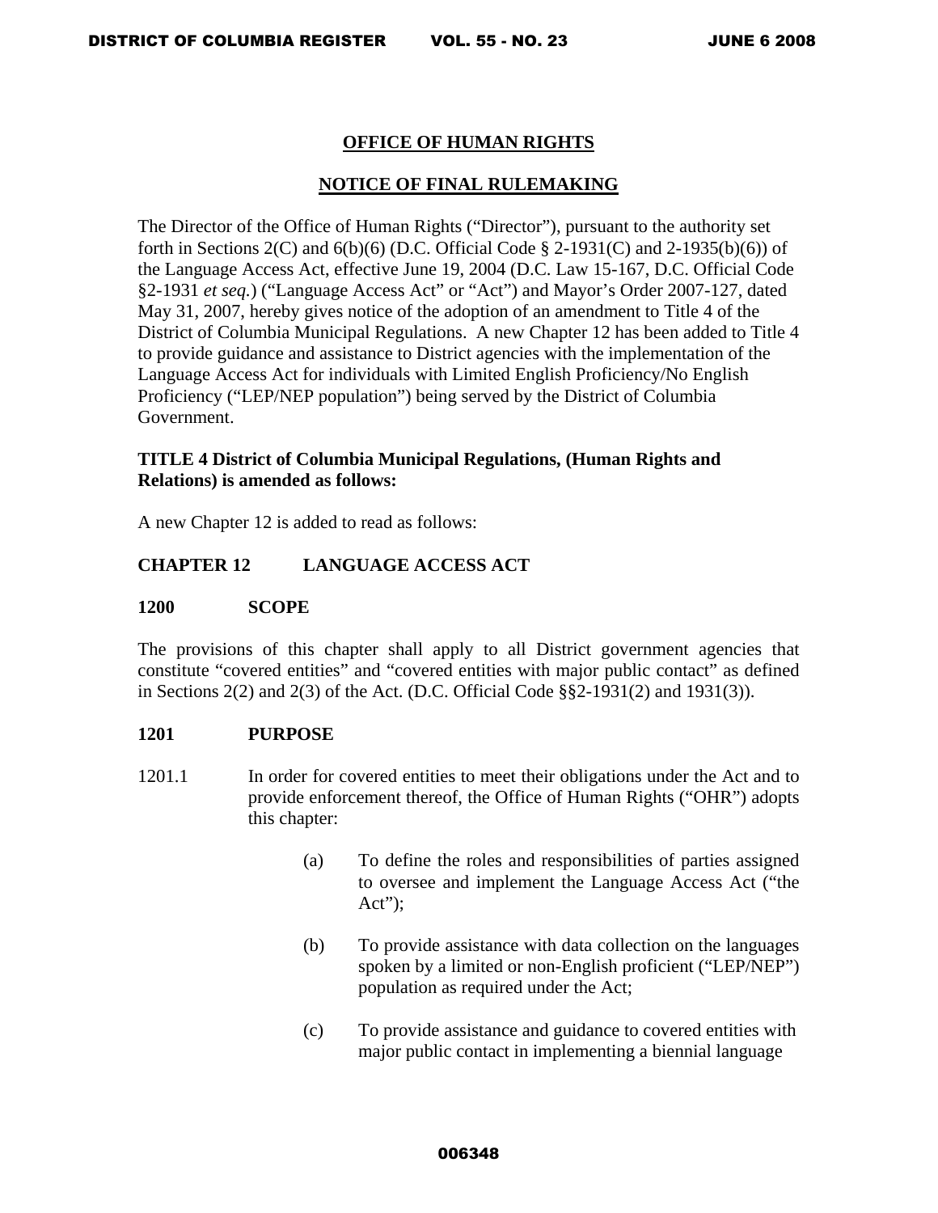## OFFICE OF HUMAN RIGHTS

## NOTICE OF FINAL RULEMAKING

The Director of the Office of Human Rights ("Director"), pursuant to the authority set forth in Sections 2(C) and 6(b)(6) (D.C. Official Code § 2-1931(C) and 2-1935(b)(6)) of the Language Access Act, effective June 19, 2004 (D.C. Law 15-167, D.C. Official Code §2-1931 *et seq.*) ("Language Access Act" or "Act") and Mayor's Order 2007-127, dated May 31, 2007, hereby gives notice of the adoption of an amendment to Title 4 of the District of Columbia Municipal Regulations. A new Chapter 12 has been added to Title 4 to provide guidance and assistance to District agencies with the implementation of the Language Access Act for individuals with Limited English Proficiency/No English Proficiency ("LEP/NEP population") being served by the District of Columbia Government.

**TITLE 4 District of Columbia Municipal Regulations, (Human Rights and Relations) is amended as follows:**

A new Chapter 12 is added to read as follows:

### CHAPTER 12 LANGUAGE ACCESS ACT

### 1200 SCOPE

The provisions of this chapter shall apply to all District government agencies that constitute "covered entities" and "covered entities with major public contact" as defined in Sections 2(2) and 2(3) of the Act. (D.C. Official Code §§2-1931(2) and 1931(3)).

### 1201 PURPOSE

1201.1 In order for covered entities to meet their obligations under the Act and to provide enforcement thereof, the Office of Human Rights ("OHR") adopts this chapter:

(a) To define the roles and responsibilities of parties assigned to oversee and implement the Language Access Act ("the Act");

(b) To provide assistance with data collection on the languages spoken by a limited or non-English proficient ("LEP/NEP") population as required under the Act;

(c) To provide assistance and guidance to covered entities with major public contact in implementing a biennial language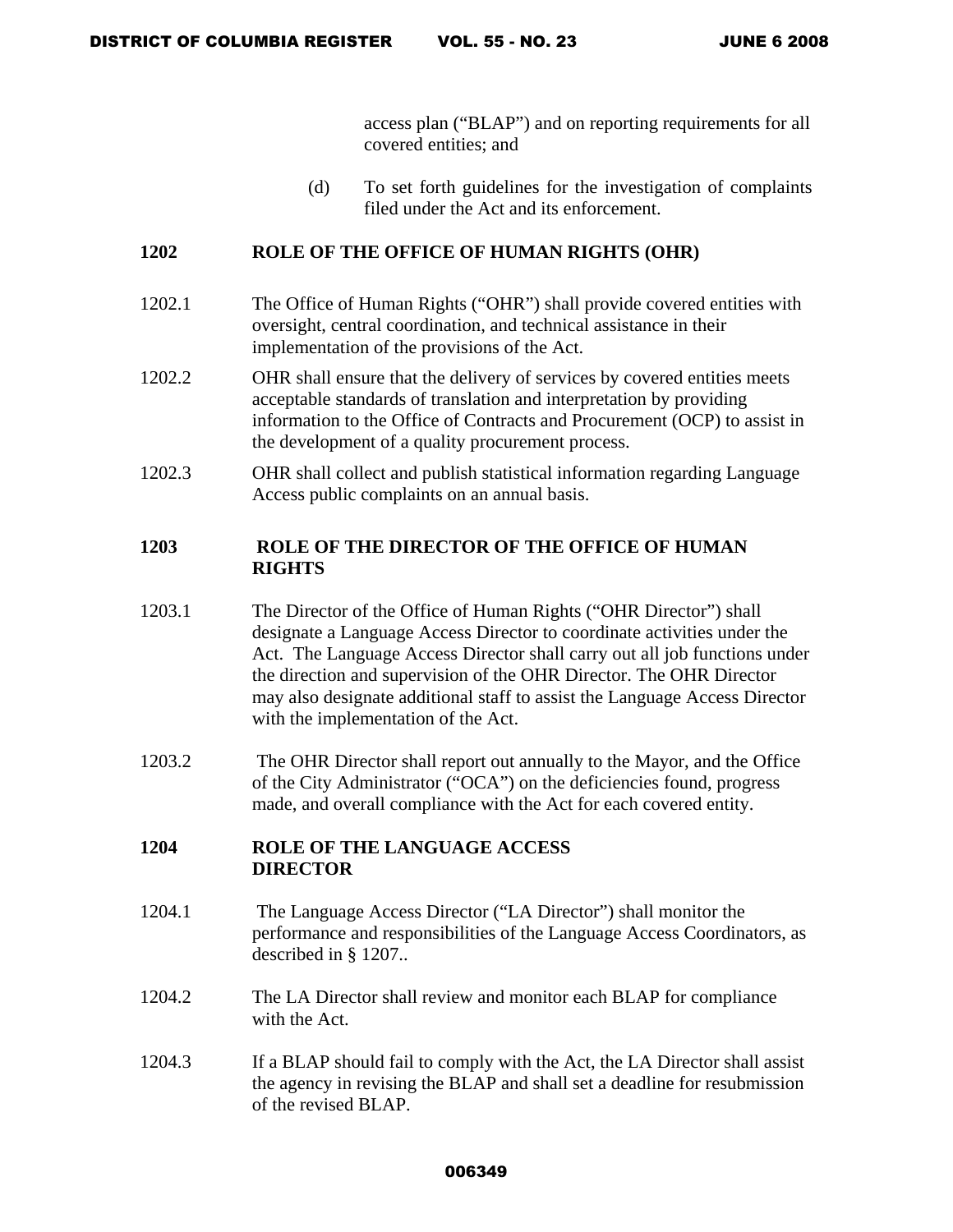access plan ("BLAP") and on reporting requirements for all covered entities; and

(d) To set forth guidelines for the investigation of complaints filed under the Act and its enforcement.

## 1202 ROLE OF THE OFFICE OF HUMAN RIGHTS (OHR)

1202.1 The Office of Human Rights ("OHR") shall provide covered entities with oversight, central coordination, and technical assistance in their implementation of the provisions of the Act.

1202.2 OHR shall ensure that the delivery of services by covered entities meets acceptable standards of translation and interpretation by providing information to the Office of Contracts and Procurement (OCP) to assist in the development of a quality procurement process.

1202.3 OHR shall collect and publish statistical information regarding Language Access public complaints on an annual basis.

## 1203 ROLE OF THE DIRECTOR OF THE OFFICE OF HUMAN RIGHTS

1203.1 The Director of the Office of Human Rights ("OHR Director") shall designate a Language Access Director to coordinate activities under the Act. The Language Access Director shall carry out all job functions under the direction and supervision of the OHR Director. The OHR Director may also designate additional staff to assist the Language Access Director with the implementation of the Act.

1203.2 The OHR Director shall report out annually to the Mayor, and the Office of the City Administrator ("OCA") on the deficiencies found, progress made, and overall compliance with the Act for each covered entity.

## 1204 ROLE OF THE LANGUAGE ACCESS DIRECTOR

1204.1 The Language Access Director ("LA Director") shall monitor the performance and responsibilities of the Language Access Coordinators, as described in § 1207..

1204.2 The LA Director shall review and monitor each BLAP for compliance with the Act.

1204.3 If a BLAP should fail to comply with the Act, the LA Director shall assist the agency in revising the BLAP and shall set a deadline for resubmission of the revised BLAP.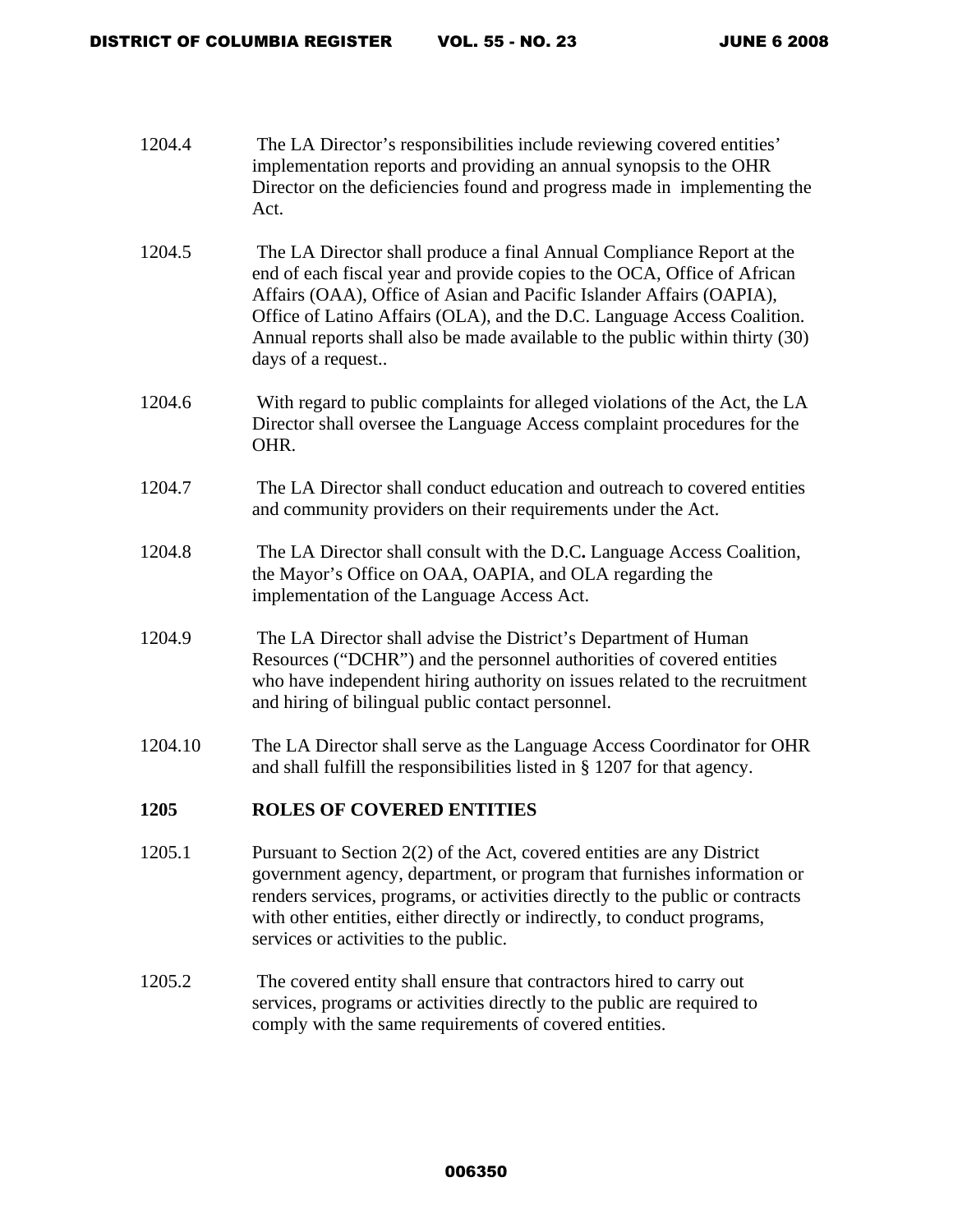1204.4 The LA Director's responsibilities include reviewing covered entities' implementation reports and providing an annual synopsis to the OHR Director on the deficiencies found and progress made in implementing the Act.

1204.5 The LA Director shall produce a final Annual Compliance Report at the end of each fiscal year and provide copies to the OCA, Office of African Affairs (OAA), Office of Asian and Pacific Islander Affairs (OAPIA), Office of Latino Affairs (OLA), and the D.C. Language Access Coalition. Annual reports shall also be made available to the public within thirty (30) days of a request..

1204.6 With regard to public complaints for alleged violations of the Act, the LA Director shall oversee the Language Access complaint procedures for the OHR.

1204.7 The LA Director shall conduct education and outreach to covered entities and community providers on their requirements under the Act.

1204.8 The LA Director shall consult with the D.C. Language Access Coalition, the Mayor's Office on OAA, OAPIA, and OLA regarding the implementation of the Language Access Act.

1204.9 The LA Director shall advise the District's Department of Human Resources ("DCHR") and the personnel authorities of covered entities who have independent hiring authority on issues related to the recruitment and hiring of bilingual public contact personnel.

1204.10 The LA Director shall serve as the Language Access Coordinator for OHR and shall fulfill the responsibilities listed in § 1207 for that agency.

**1205 ROLES OF COVERED ENTITIES**

1205.1 Pursuant to Section 2(2) of the Act, covered entities are any District government agency, department, or program that furnishes information or renders services, programs, or activities directly to the public or contracts with other entities, either directly or indirectly, to conduct programs, services or activities to the public.

1205.2 The covered entity shall ensure that contractors hired to carry out services, programs or activities directly to the public are required to comply with the same requirements of covered entities.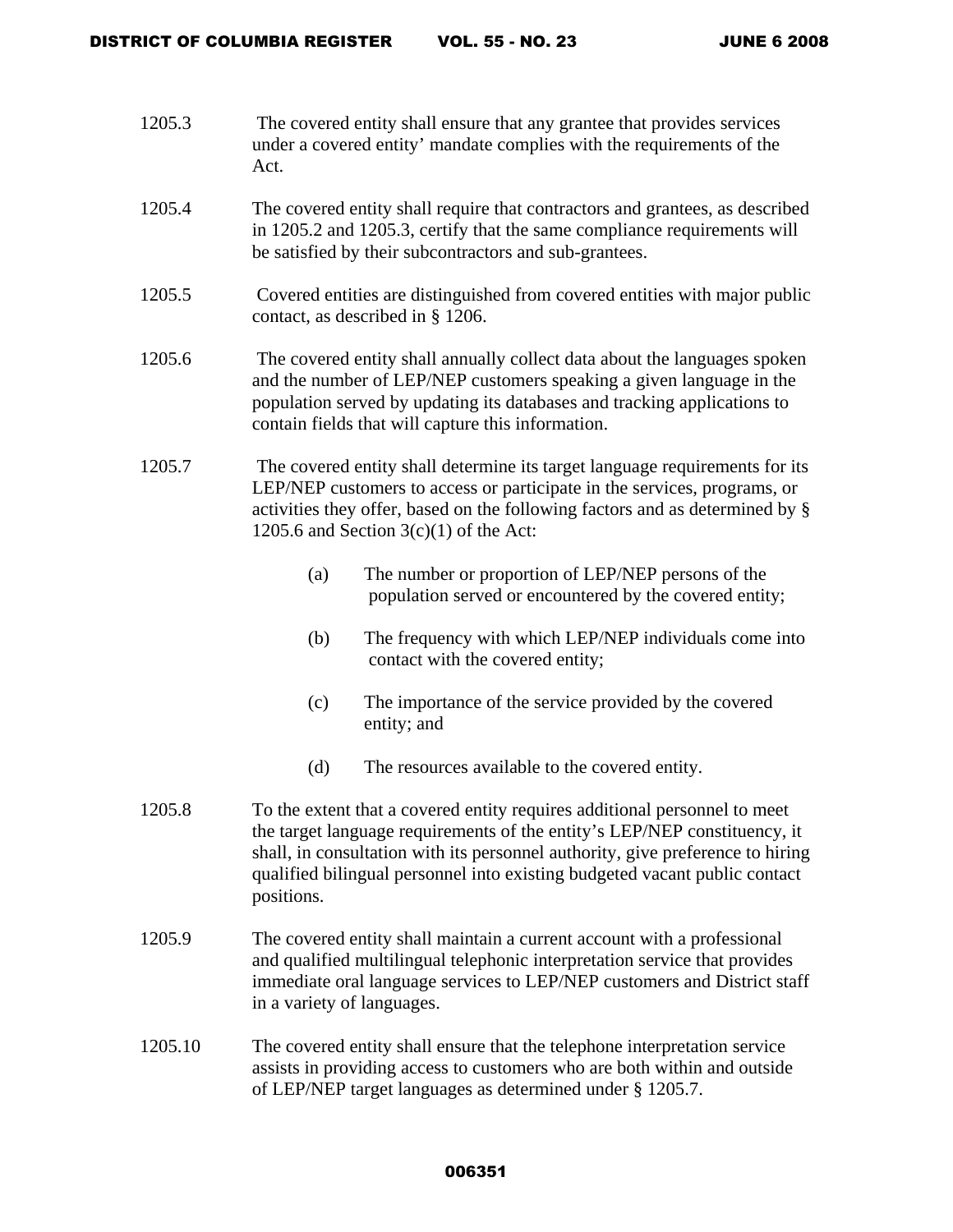1205.3 The covered entity shall ensure that any grantee that provides services under a covered entity' mandate complies with the requirements of the Act.

1205.4 The covered entity shall require that contractors and grantees, as described in 1205.2 and 1205.3, certify that the same compliance requirements will be satisfied by their subcontractors and sub-grantees.

1205.5 Covered entities are distinguished from covered entities with major public contact, as described in § 1206.

1205.6 The covered entity shall annually collect data about the languages spoken and the number of LEP/NEP customers speaking a given language in the population served by updating its databases and tracking applications to contain fields that will capture this information.

1205.7 The covered entity shall determine its target language requirements for its LEP/NEP customers to access or participate in the services, programs, or activities they offer, based on the following factors and as determined by § 1205.6 and Section 3(c)(1) of the Act:

(a) The number or proportion of LEP/NEP persons of the population served or encountered by the covered entity;

(b) The frequency with which LEP/NEP individuals come into contact with the covered entity;

(c) The importance of the service provided by the covered entity; and

(d) The resources available to the covered entity.

1205.8 To the extent that a covered entity requires additional personnel to meet the target language requirements of the entity's LEP/NEP constituency, it shall, in consultation with its personnel authority, give preference to hiring qualified bilingual personnel into existing budgeted vacant public contact positions.

1205.9 The covered entity shall maintain a current account with a professional and qualified multilingual telephonic interpretation service that provides immediate oral language services to LEP/NEP customers and District staff in a variety of languages.

1205.10 The covered entity shall ensure that the telephone interpretation service assists in providing access to customers who are both within and outside of LEP/NEP target languages as determined under § 1205.7.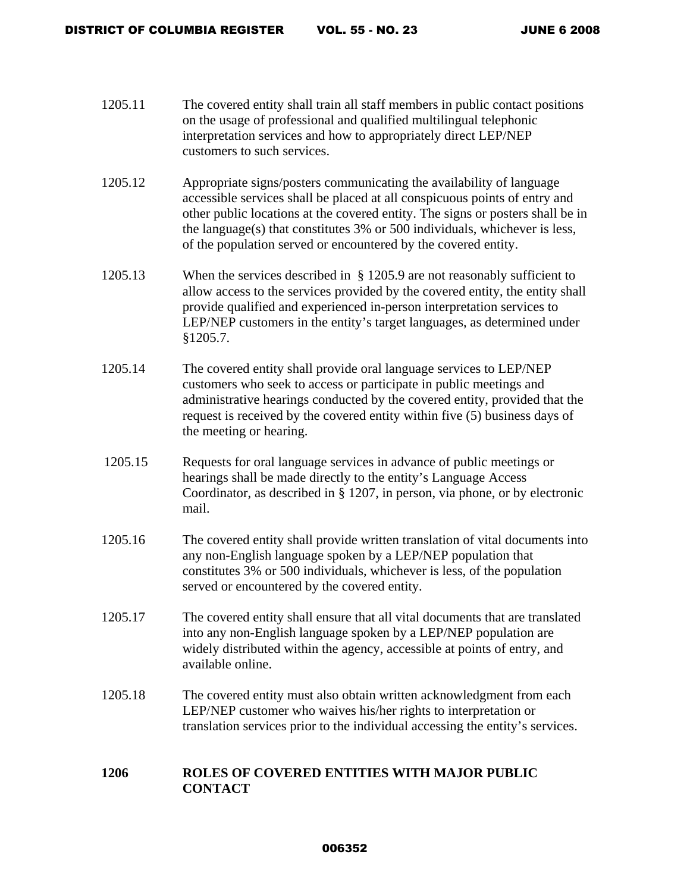1205.11 The covered entity shall train all staff members in public contact positions on the usage of professional and qualified multilingual telephonic interpretation services and how to appropriately direct LEP/NEP customers to such services.

1205.12 Appropriate signs/posters communicating the availability of language accessible services shall be placed at all conspicuous points of entry and other public locations at the covered entity. The signs or posters shall be in the language(s) that constitutes 3% or 500 individuals, whichever is less, of the population served or encountered by the covered entity.

1205.13 When the services described in § 1205.9 are not reasonably sufficient to allow access to the services provided by the covered entity, the entity shall provide qualified and experienced in-person interpretation services to LEP/NEP customers in the entity's target languages, as determined under §1205.7.

1205.14 The covered entity shall provide oral language services to LEP/NEP customers who seek to access or participate in public meetings and administrative hearings conducted by the covered entity, provided that the request is received by the covered entity within five (5) business days of the meeting or hearing.

1205.15 Requests for oral language services in advance of public meetings or hearings shall be made directly to the entity's Language Access Coordinator, as described in § 1207, in person, via phone, or by electronic mail.

1205.16 The covered entity shall provide written translation of vital documents into any non-English language spoken by a LEP/NEP population that constitutes 3% or 500 individuals, whichever is less, of the population served or encountered by the covered entity.

1205.17 The covered entity shall ensure that all vital documents that are translated into any non-English language spoken by a LEP/NEP population are widely distributed within the agency, accessible at points of entry, and available online.

1205.18 The covered entity must also obtain written acknowledgment from each LEP/NEP customer who waives his/her rights to interpretation or translation services prior to the individual accessing the entity's services.

## 1206 ROLES OF COVERED ENTITIES WITH MAJOR PUBLIC CONTACT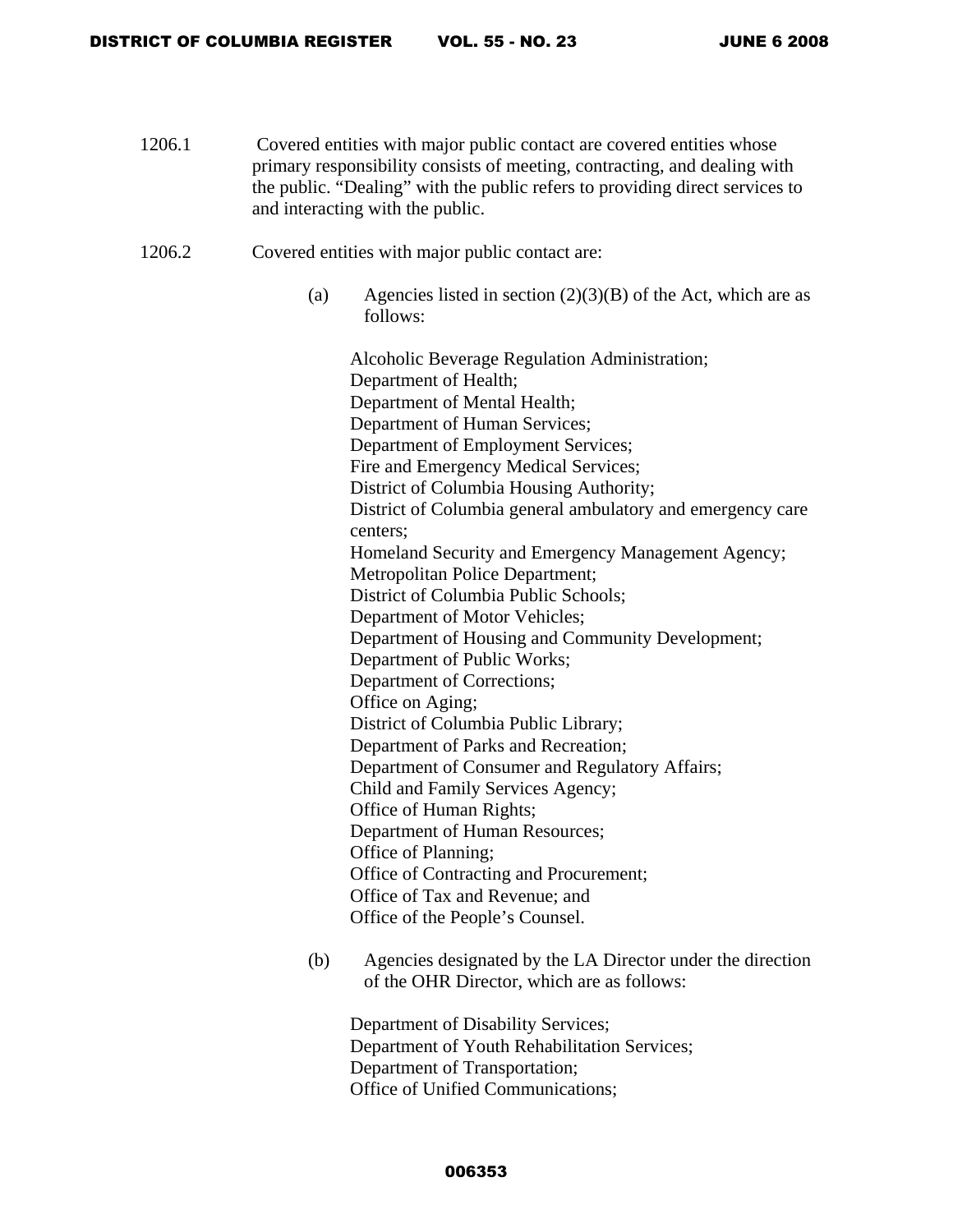1206.1 Covered entities with major public contact are covered entities whose primary responsibility consists of meeting, contracting, and dealing with the public. "Dealing" with the public refers to providing direct services to and interacting with the public.

1206.2 Covered entities with major public contact are:

(a) Agencies listed in section (2)(3)(B) of the Act, which are as follows:

Alcoholic Beverage Regulation Administration;
Department of Health;
Department of Mental Health;
Department of Human Services;
Department of Employment Services;
Fire and Emergency Medical Services;
District of Columbia Housing Authority;
District of Columbia general ambulatory and emergency care centers;
Homeland Security and Emergency Management Agency;
Metropolitan Police Department;
District of Columbia Public Schools;
Department of Motor Vehicles;
Department of Housing and Community Development;
Department of Public Works;
Department of Corrections;
Office on Aging;
District of Columbia Public Library;
Department of Parks and Recreation;
Department of Consumer and Regulatory Affairs;
Child and Family Services Agency;
Office of Human Rights;
Department of Human Resources;
Office of Planning;
Office of Contracting and Procurement;
Office of Tax and Revenue; and
Office of the People's Counsel.

(b) Agencies designated by the LA Director under the direction of the OHR Director, which are as follows:

Department of Disability Services;
Department of Youth Rehabilitation Services;
Department of Transportation;
Office of Unified Communications;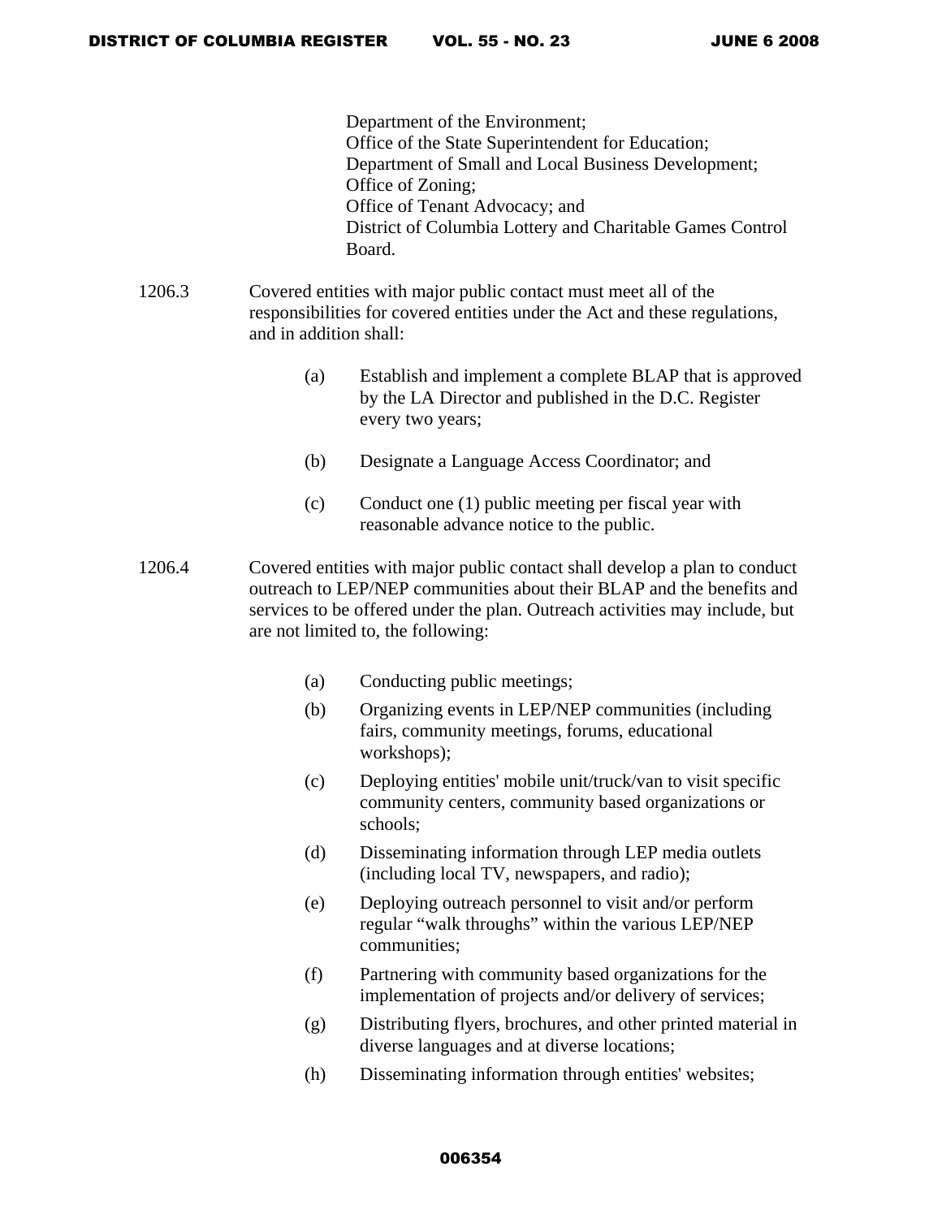Department of the Environment;
Office of the State Superintendent for Education;
Department of Small and Local Business Development;
Office of Zoning;
Office of Tenant Advocacy; and
District of Columbia Lottery and Charitable Games Control Board.

1206.3 Covered entities with major public contact must meet all of the responsibilities for covered entities under the Act and these regulations, and in addition shall:

(a) Establish and implement a complete BLAP that is approved by the LA Director and published in the D.C. Register every two years;

(b) Designate a Language Access Coordinator; and

(c) Conduct one (1) public meeting per fiscal year with reasonable advance notice to the public.

1206.4 Covered entities with major public contact shall develop a plan to conduct outreach to LEP/NEP communities about their BLAP and the benefits and services to be offered under the plan. Outreach activities may include, but are not limited to, the following:

(a) Conducting public meetings;

(b) Organizing events in LEP/NEP communities (including fairs, community meetings, forums, educational workshops);

(c) Deploying entities' mobile unit/truck/van to visit specific community centers, community based organizations or schools;

(d) Disseminating information through LEP media outlets (including local TV, newspapers, and radio);

(e) Deploying outreach personnel to visit and/or perform regular "walk throughs" within the various LEP/NEP communities;

(f) Partnering with community based organizations for the implementation of projects and/or delivery of services;

(g) Distributing flyers, brochures, and other printed material in diverse languages and at diverse locations;

(h) Disseminating information through entities' websites;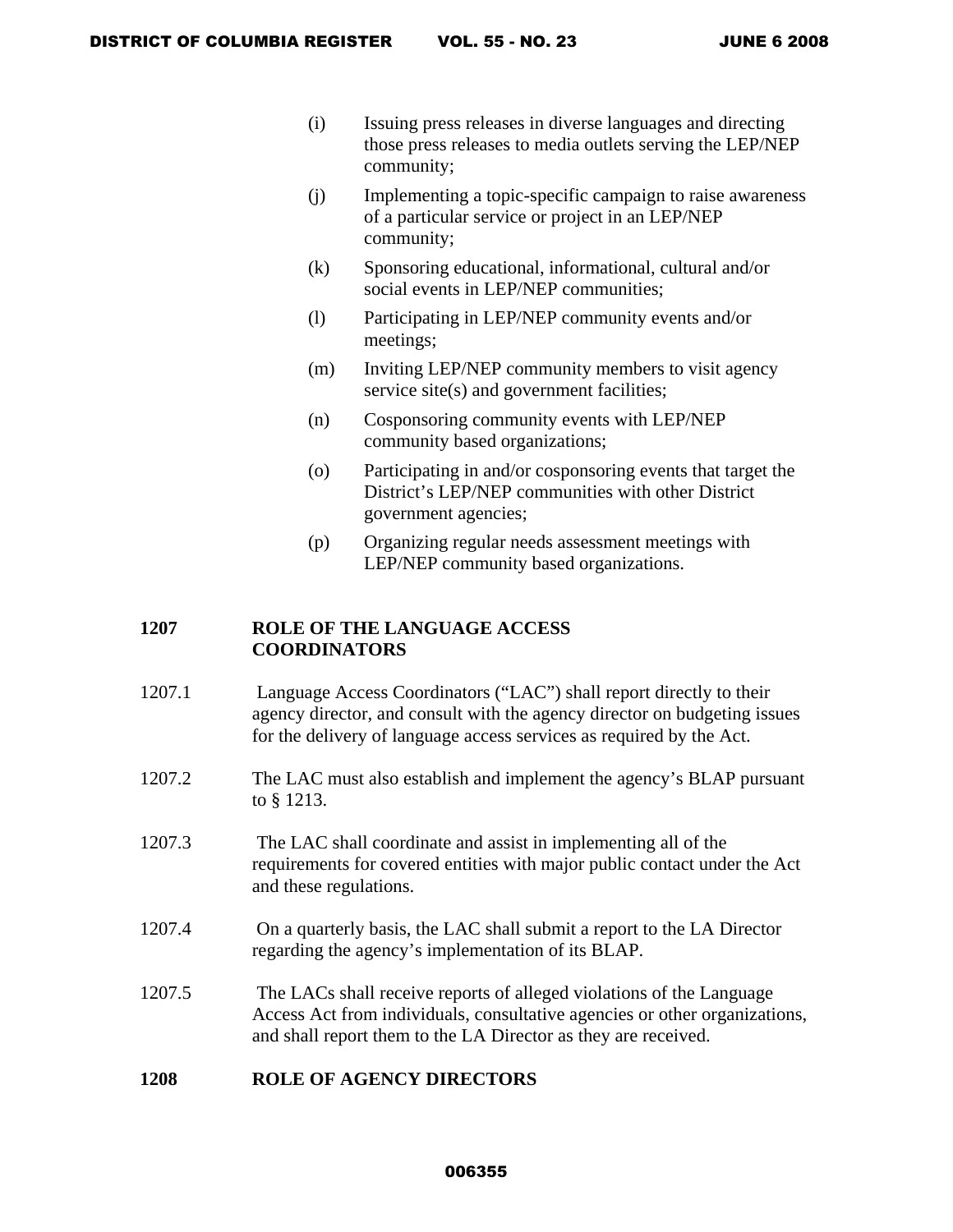(i) Issuing press releases in diverse languages and directing those press releases to media outlets serving the LEP/NEP community;

(j) Implementing a topic-specific campaign to raise awareness of a particular service or project in an LEP/NEP community;

(k) Sponsoring educational, informational, cultural and/or social events in LEP/NEP communities;

(l) Participating in LEP/NEP community events and/or meetings;

(m) Inviting LEP/NEP community members to visit agency service site(s) and government facilities;

(n) Cosponsoring community events with LEP/NEP community based organizations;

(o) Participating in and/or cosponsoring events that target the District's LEP/NEP communities with other District government agencies;

(p) Organizing regular needs assessment meetings with LEP/NEP community based organizations.

## 1207 ROLE OF THE LANGUAGE ACCESS COORDINATORS

1207.1 Language Access Coordinators ("LAC") shall report directly to their agency director, and consult with the agency director on budgeting issues for the delivery of language access services as required by the Act.

1207.2 The LAC must also establish and implement the agency's BLAP pursuant to § 1213.

1207.3 The LAC shall coordinate and assist in implementing all of the requirements for covered entities with major public contact under the Act and these regulations.

1207.4 On a quarterly basis, the LAC shall submit a report to the LA Director regarding the agency's implementation of its BLAP.

1207.5 The LACs shall receive reports of alleged violations of the Language Access Act from individuals, consultative agencies or other organizations, and shall report them to the LA Director as they are received.

## 1208 ROLE OF AGENCY DIRECTORS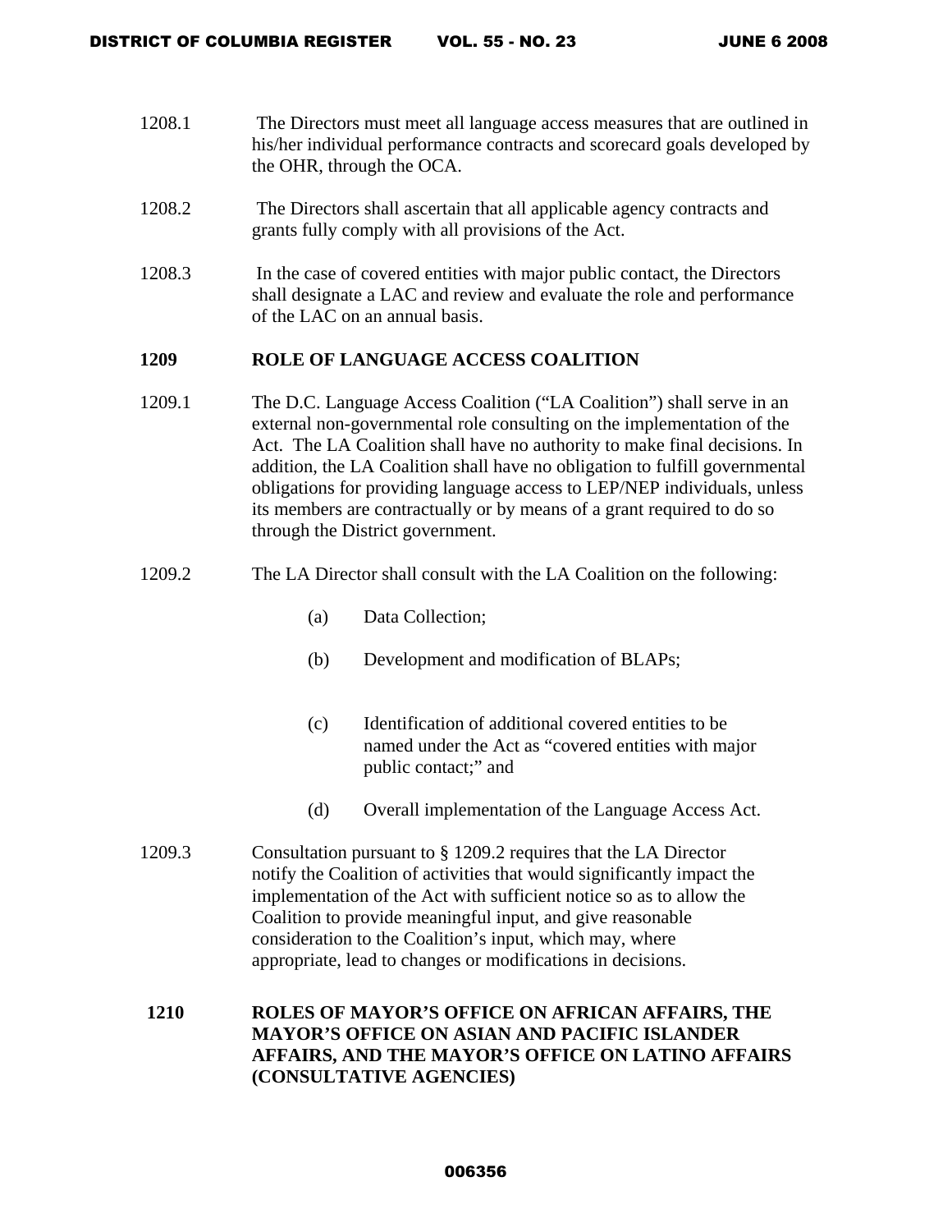1208.1 The Directors must meet all language access measures that are outlined in his/her individual performance contracts and scorecard goals developed by the OHR, through the OCA.

1208.2 The Directors shall ascertain that all applicable agency contracts and grants fully comply with all provisions of the Act.

1208.3 In the case of covered entities with major public contact, the Directors shall designate a LAC and review and evaluate the role and performance of the LAC on an annual basis.

## 1209 ROLE OF LANGUAGE ACCESS COALITION

1209.1 The D.C. Language Access Coalition ("LA Coalition") shall serve in an external non-governmental role consulting on the implementation of the Act. The LA Coalition shall have no authority to make final decisions. In addition, the LA Coalition shall have no obligation to fulfill governmental obligations for providing language access to LEP/NEP individuals, unless its members are contractually or by means of a grant required to do so through the District government.

1209.2 The LA Director shall consult with the LA Coalition on the following:

(a) Data Collection;

(b) Development and modification of BLAPs;

(c) Identification of additional covered entities to be named under the Act as "covered entities with major public contact;" and

(d) Overall implementation of the Language Access Act.

1209.3 Consultation pursuant to § 1209.2 requires that the LA Director notify the Coalition of activities that would significantly impact the implementation of the Act with sufficient notice so as to allow the Coalition to provide meaningful input, and give reasonable consideration to the Coalition's input, which may, where appropriate, lead to changes or modifications in decisions.

## 1210 ROLES OF MAYOR'S OFFICE ON AFRICAN AFFAIRS, THE MAYOR'S OFFICE ON ASIAN AND PACIFIC ISLANDER AFFAIRS, AND THE MAYOR'S OFFICE ON LATINO AFFAIRS (CONSULTATIVE AGENCIES)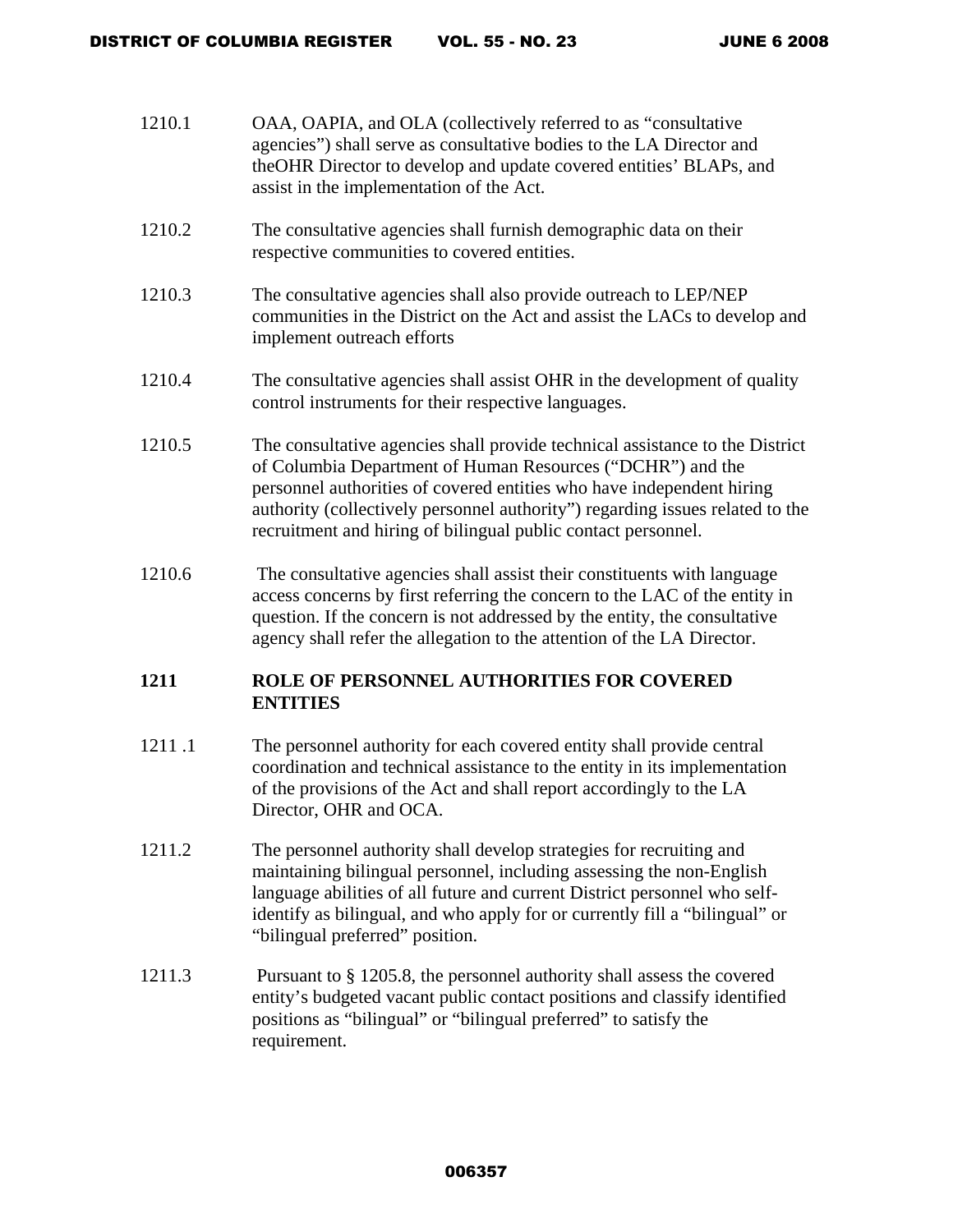1210.1 OAA, OAPIA, and OLA (collectively referred to as "consultative agencies") shall serve as consultative bodies to the LA Director and theOHR Director to develop and update covered entities' BLAPs, and assist in the implementation of the Act.

1210.2 The consultative agencies shall furnish demographic data on their respective communities to covered entities.

1210.3 The consultative agencies shall also provide outreach to LEP/NEP communities in the District on the Act and assist the LACs to develop and implement outreach efforts

1210.4 The consultative agencies shall assist OHR in the development of quality control instruments for their respective languages.

1210.5 The consultative agencies shall provide technical assistance to the District of Columbia Department of Human Resources ("DCHR") and the personnel authorities of covered entities who have independent hiring authority (collectively personnel authority") regarding issues related to the recruitment and hiring of bilingual public contact personnel.

1210.6 The consultative agencies shall assist their constituents with language access concerns by first referring the concern to the LAC of the entity in question. If the concern is not addressed by the entity, the consultative agency shall refer the allegation to the attention of the LA Director.

**1211 ROLE OF PERSONNEL AUTHORITIES FOR COVERED ENTITIES**

1211 .1 The personnel authority for each covered entity shall provide central coordination and technical assistance to the entity in its implementation of the provisions of the Act and shall report accordingly to the LA Director, OHR and OCA.

1211.2 The personnel authority shall develop strategies for recruiting and maintaining bilingual personnel, including assessing the non-English language abilities of all future and current District personnel who self-identify as bilingual, and who apply for or currently fill a "bilingual" or "bilingual preferred" position.

1211.3 Pursuant to § 1205.8, the personnel authority shall assess the covered entity's budgeted vacant public contact positions and classify identified positions as "bilingual" or "bilingual preferred" to satisfy the requirement.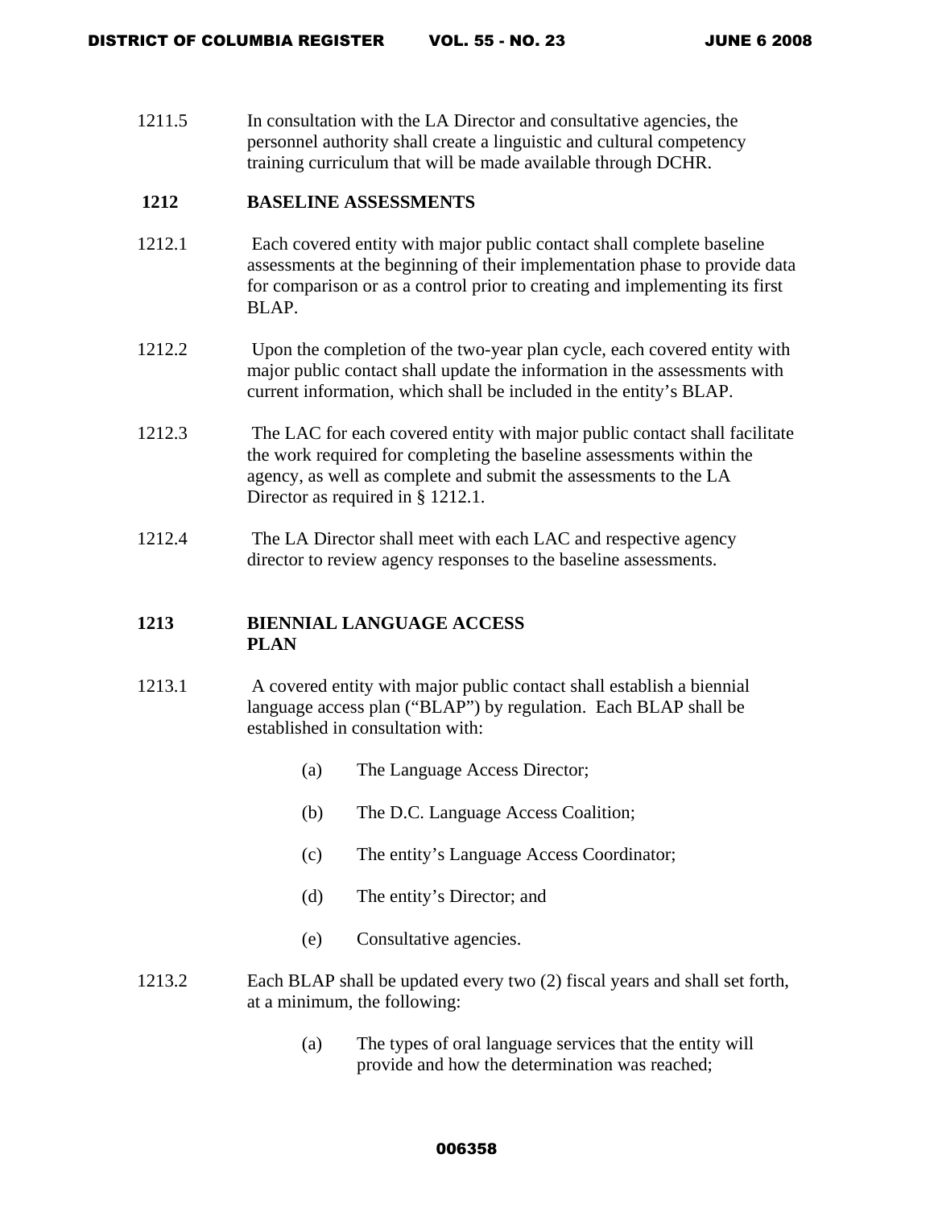1211.5 In consultation with the LA Director and consultative agencies, the personnel authority shall create a linguistic and cultural competency training curriculum that will be made available through DCHR.

### 1212 BASELINE ASSESSMENTS

1212.1 Each covered entity with major public contact shall complete baseline assessments at the beginning of their implementation phase to provide data for comparison or as a control prior to creating and implementing its first BLAP.

1212.2 Upon the completion of the two-year plan cycle, each covered entity with major public contact shall update the information in the assessments with current information, which shall be included in the entity's BLAP.

1212.3 The LAC for each covered entity with major public contact shall facilitate the work required for completing the baseline assessments within the agency, as well as complete and submit the assessments to the LA Director as required in § 1212.1.

1212.4 The LA Director shall meet with each LAC and respective agency director to review agency responses to the baseline assessments.

### 1213 BIENNIAL LANGUAGE ACCESS PLAN

1213.1 A covered entity with major public contact shall establish a biennial language access plan ("BLAP") by regulation. Each BLAP shall be established in consultation with:

(a) The Language Access Director;

(b) The D.C. Language Access Coalition;

(c) The entity's Language Access Coordinator;

(d) The entity's Director; and

(e) Consultative agencies.

1213.2 Each BLAP shall be updated every two (2) fiscal years and shall set forth, at a minimum, the following:

(a) The types of oral language services that the entity will provide and how the determination was reached;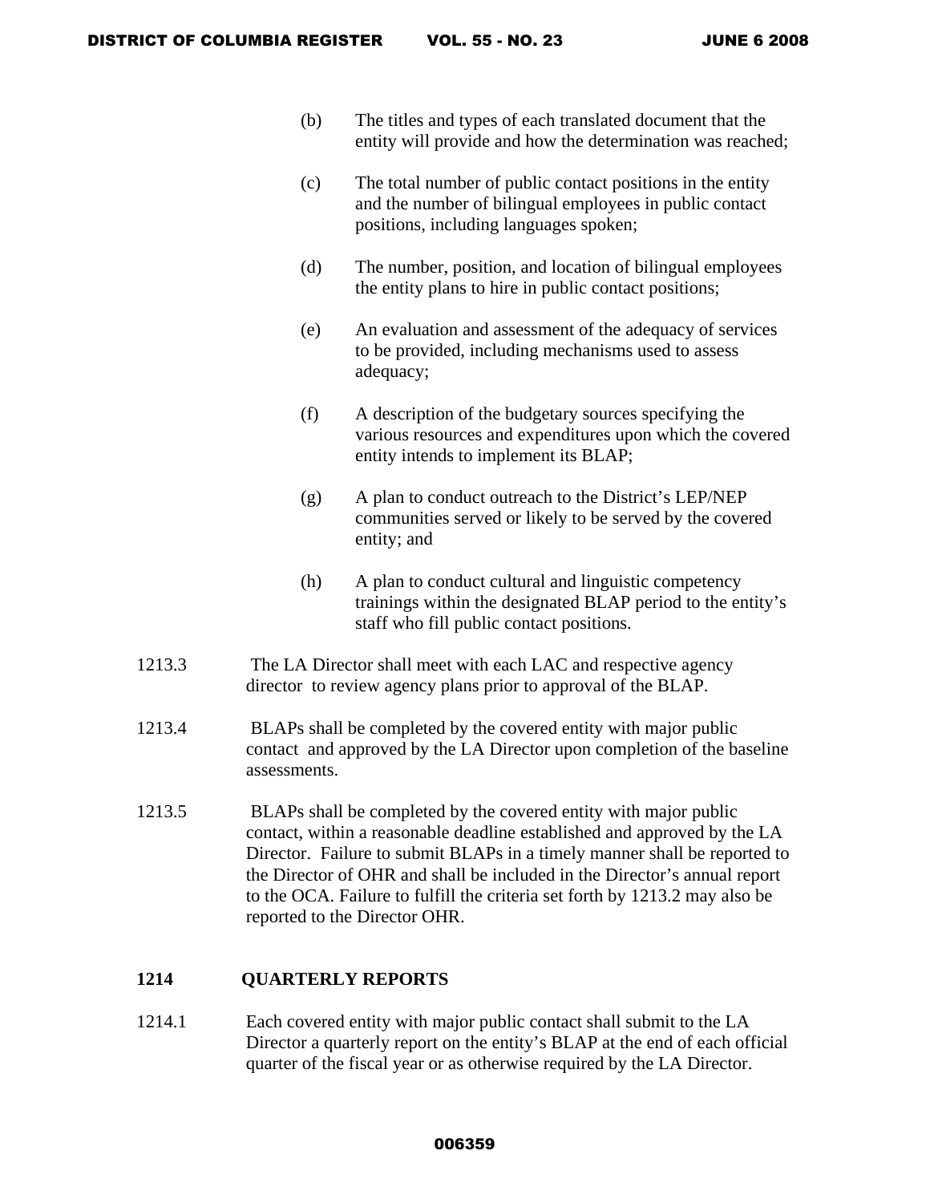(b) The titles and types of each translated document that the entity will provide and how the determination was reached;

(c) The total number of public contact positions in the entity and the number of bilingual employees in public contact positions, including languages spoken;

(d) The number, position, and location of bilingual employees the entity plans to hire in public contact positions;

(e) An evaluation and assessment of the adequacy of services to be provided, including mechanisms used to assess adequacy;

(f) A description of the budgetary sources specifying the various resources and expenditures upon which the covered entity intends to implement its BLAP;

(g) A plan to conduct outreach to the District's LEP/NEP communities served or likely to be served by the covered entity; and

(h) A plan to conduct cultural and linguistic competency trainings within the designated BLAP period to the entity's staff who fill public contact positions.

1213.3 The LA Director shall meet with each LAC and respective agency director to review agency plans prior to approval of the BLAP.

1213.4 BLAPs shall be completed by the covered entity with major public contact and approved by the LA Director upon completion of the baseline assessments.

1213.5 BLAPs shall be completed by the covered entity with major public contact, within a reasonable deadline established and approved by the LA Director. Failure to submit BLAPs in a timely manner shall be reported to the Director of OHR and shall be included in the Director's annual report to the OCA. Failure to fulfill the criteria set forth by 1213.2 may also be reported to the Director OHR.

## 1214 QUARTERLY REPORTS

1214.1 Each covered entity with major public contact shall submit to the LA Director a quarterly report on the entity's BLAP at the end of each official quarter of the fiscal year or as otherwise required by the LA Director.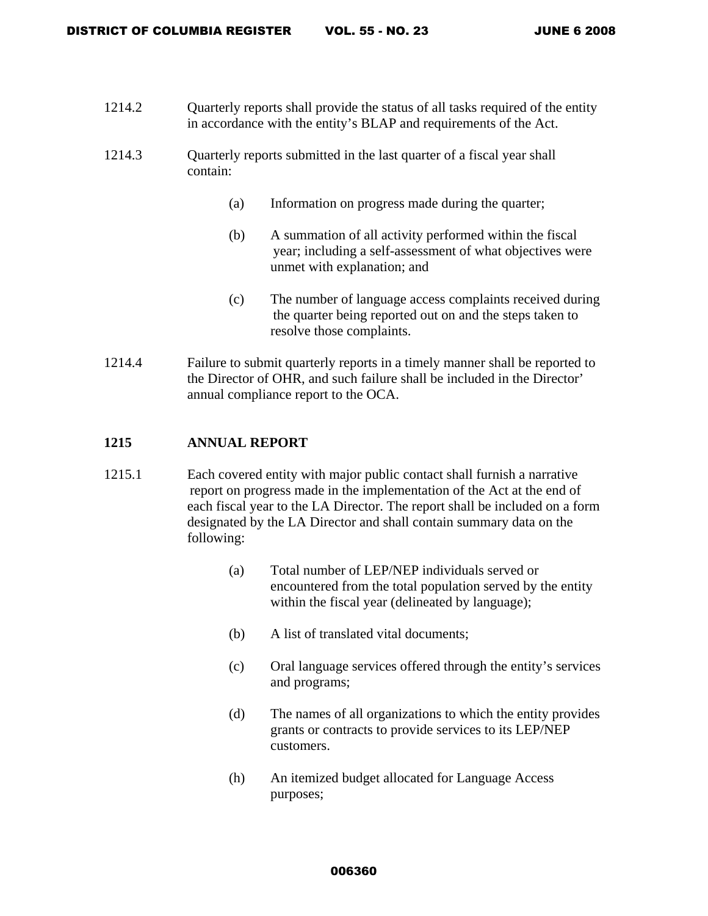1214.2 Quarterly reports shall provide the status of all tasks required of the entity in accordance with the entity's BLAP and requirements of the Act.

1214.3 Quarterly reports submitted in the last quarter of a fiscal year shall contain:

(a) Information on progress made during the quarter;

(b) A summation of all activity performed within the fiscal year; including a self-assessment of what objectives were unmet with explanation; and

(c) The number of language access complaints received during the quarter being reported out on and the steps taken to resolve those complaints.

1214.4 Failure to submit quarterly reports in a timely manner shall be reported to the Director of OHR, and such failure shall be included in the Director' annual compliance report to the OCA.

**1215 ANNUAL REPORT**

1215.1 Each covered entity with major public contact shall furnish a narrative report on progress made in the implementation of the Act at the end of each fiscal year to the LA Director. The report shall be included on a form designated by the LA Director and shall contain summary data on the following:

(a) Total number of LEP/NEP individuals served or encountered from the total population served by the entity within the fiscal year (delineated by language);

(b) A list of translated vital documents;

(c) Oral language services offered through the entity's services and programs;

(d) The names of all organizations to which the entity provides grants or contracts to provide services to its LEP/NEP customers.

(h) An itemized budget allocated for Language Access purposes;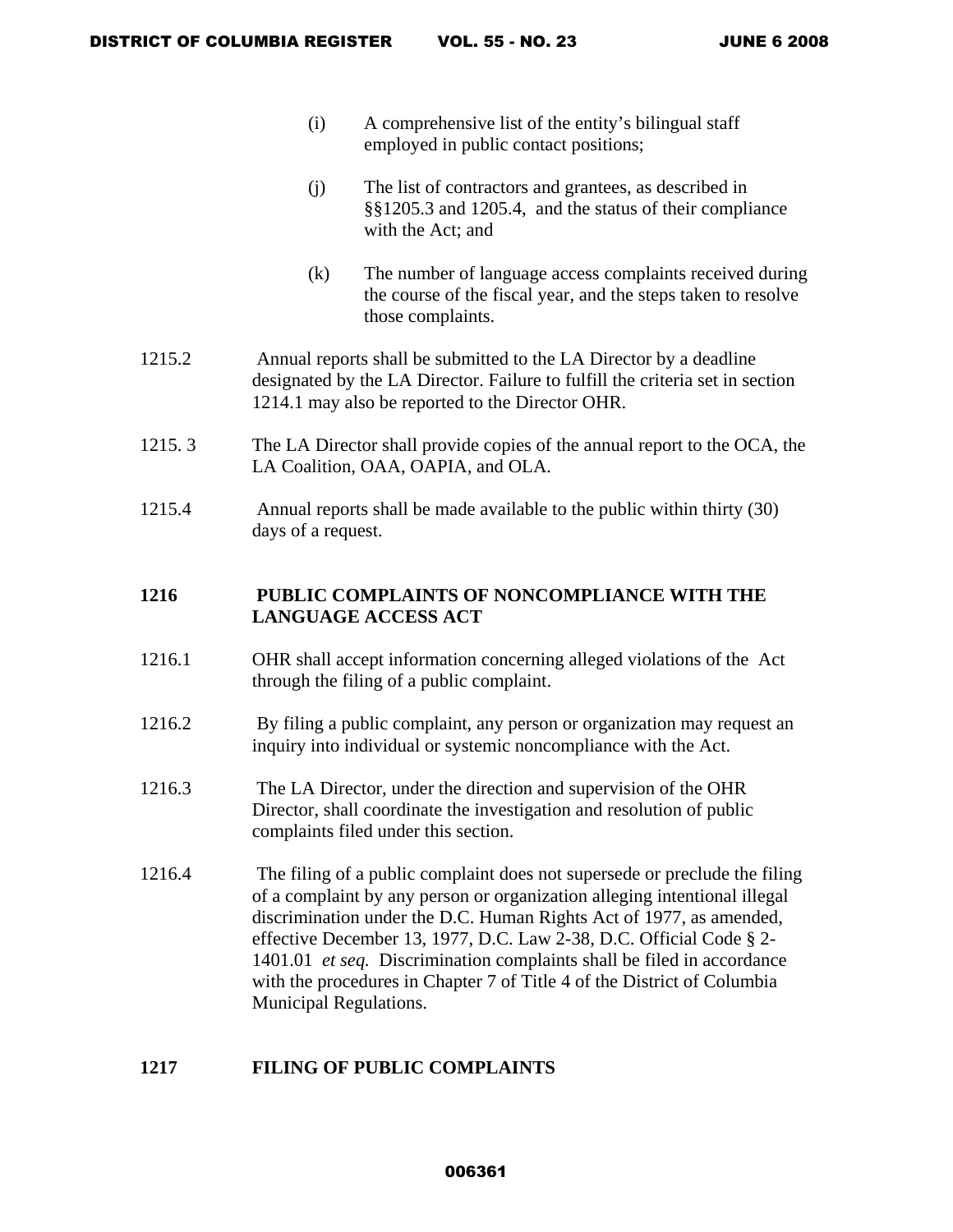(i) A comprehensive list of the entity's bilingual staff employed in public contact positions;

(j) The list of contractors and grantees, as described in §§1205.3 and 1205.4, and the status of their compliance with the Act; and

(k) The number of language access complaints received during the course of the fiscal year, and the steps taken to resolve those complaints.

1215.2 Annual reports shall be submitted to the LA Director by a deadline designated by the LA Director. Failure to fulfill the criteria set in section 1214.1 may also be reported to the Director OHR.

1215. 3 The LA Director shall provide copies of the annual report to the OCA, the LA Coalition, OAA, OAPIA, and OLA.

1215.4 Annual reports shall be made available to the public within thirty (30) days of a request.

## 1216 PUBLIC COMPLAINTS OF NONCOMPLIANCE WITH THE LANGUAGE ACCESS ACT

1216.1 OHR shall accept information concerning alleged violations of the Act through the filing of a public complaint.

1216.2 By filing a public complaint, any person or organization may request an inquiry into individual or systemic noncompliance with the Act.

1216.3 The LA Director, under the direction and supervision of the OHR Director, shall coordinate the investigation and resolution of public complaints filed under this section.

1216.4 The filing of a public complaint does not supersede or preclude the filing of a complaint by any person or organization alleging intentional illegal discrimination under the D.C. Human Rights Act of 1977, as amended, effective December 13, 1977, D.C. Law 2-38, D.C. Official Code § 2-1401.01 *et seq.* Discrimination complaints shall be filed in accordance with the procedures in Chapter 7 of Title 4 of the District of Columbia Municipal Regulations.

## 1217 FILING OF PUBLIC COMPLAINTS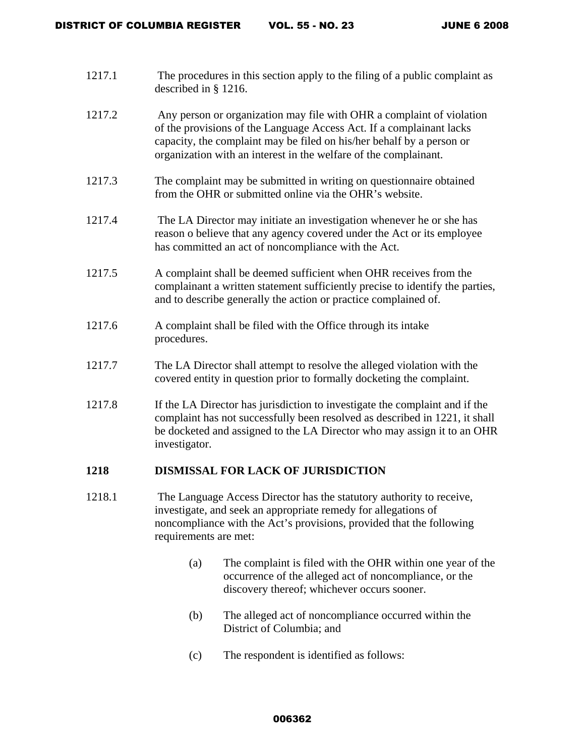1217.1 The procedures in this section apply to the filing of a public complaint as described in § 1216.

1217.2 Any person or organization may file with OHR a complaint of violation of the provisions of the Language Access Act. If a complainant lacks capacity, the complaint may be filed on his/her behalf by a person or organization with an interest in the welfare of the complainant.

1217.3 The complaint may be submitted in writing on questionnaire obtained from the OHR or submitted online via the OHR's website.

1217.4 The LA Director may initiate an investigation whenever he or she has reason o believe that any agency covered under the Act or its employee has committed an act of noncompliance with the Act.

1217.5 A complaint shall be deemed sufficient when OHR receives from the complainant a written statement sufficiently precise to identify the parties, and to describe generally the action or practice complained of.

1217.6 A complaint shall be filed with the Office through its intake procedures.

1217.7 The LA Director shall attempt to resolve the alleged violation with the covered entity in question prior to formally docketing the complaint.

1217.8 If the LA Director has jurisdiction to investigate the complaint and if the complaint has not successfully been resolved as described in 1221, it shall be docketed and assigned to the LA Director who may assign it to an OHR investigator.

**1218 DISMISSAL FOR LACK OF JURISDICTION**

1218.1 The Language Access Director has the statutory authority to receive, investigate, and seek an appropriate remedy for allegations of noncompliance with the Act's provisions, provided that the following requirements are met:

(a) The complaint is filed with the OHR within one year of the occurrence of the alleged act of noncompliance, or the discovery thereof; whichever occurs sooner.

(b) The alleged act of noncompliance occurred within the District of Columbia; and

(c) The respondent is identified as follows: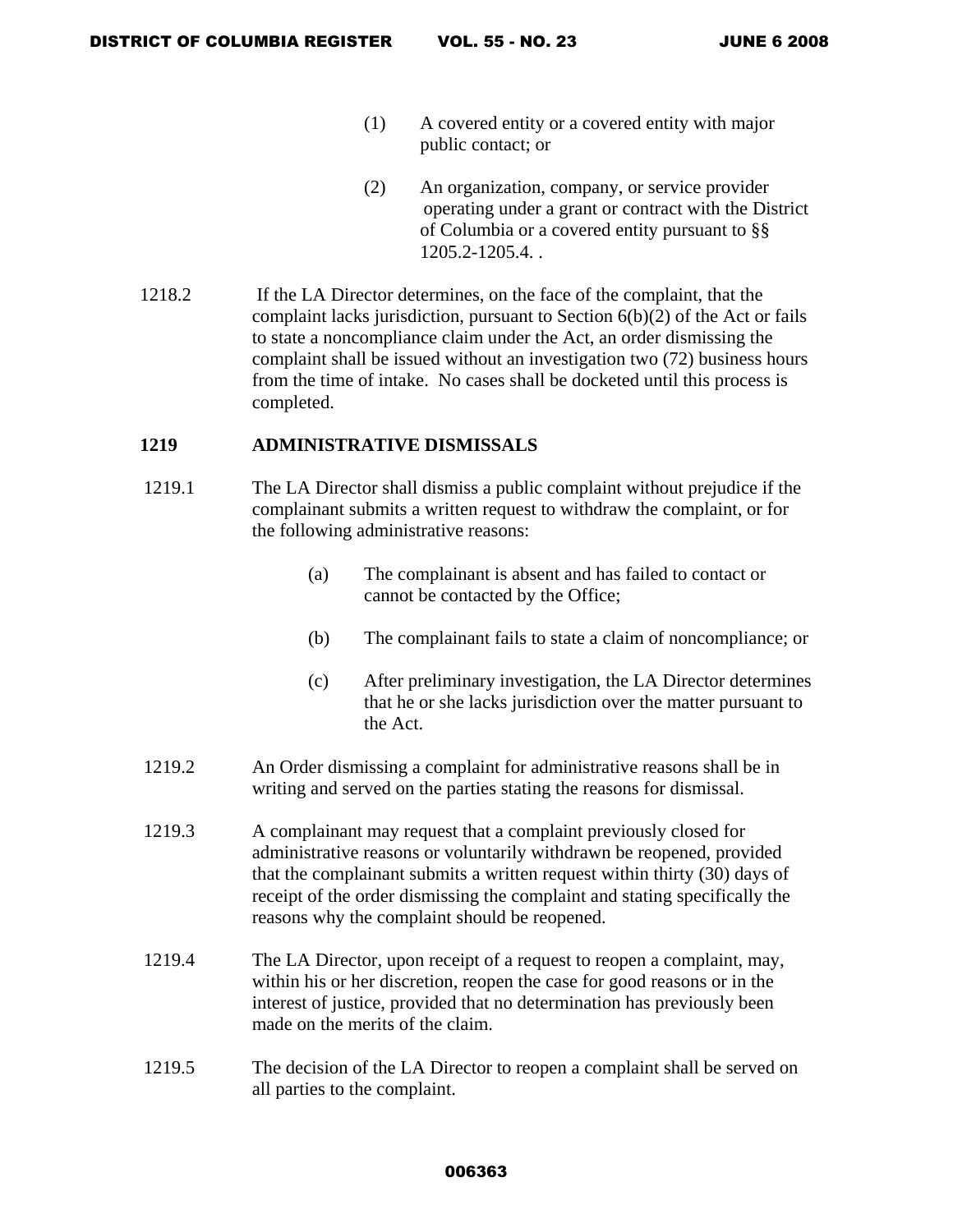(1) A covered entity or a covered entity with major public contact; or

(2) An organization, company, or service provider operating under a grant or contract with the District of Columbia or a covered entity pursuant to §§ 1205.2-1205.4. .

1218.2 If the LA Director determines, on the face of the complaint, that the complaint lacks jurisdiction, pursuant to Section 6(b)(2) of the Act or fails to state a noncompliance claim under the Act, an order dismissing the complaint shall be issued without an investigation two (72) business hours from the time of intake. No cases shall be docketed until this process is completed.

## 1219 ADMINISTRATIVE DISMISSALS

1219.1 The LA Director shall dismiss a public complaint without prejudice if the complainant submits a written request to withdraw the complaint, or for the following administrative reasons:

(a) The complainant is absent and has failed to contact or cannot be contacted by the Office;

(b) The complainant fails to state a claim of noncompliance; or

(c) After preliminary investigation, the LA Director determines that he or she lacks jurisdiction over the matter pursuant to the Act.

1219.2 An Order dismissing a complaint for administrative reasons shall be in writing and served on the parties stating the reasons for dismissal.

1219.3 A complainant may request that a complaint previously closed for administrative reasons or voluntarily withdrawn be reopened, provided that the complainant submits a written request within thirty (30) days of receipt of the order dismissing the complaint and stating specifically the reasons why the complaint should be reopened.

1219.4 The LA Director, upon receipt of a request to reopen a complaint, may, within his or her discretion, reopen the case for good reasons or in the interest of justice, provided that no determination has previously been made on the merits of the claim.

1219.5 The decision of the LA Director to reopen a complaint shall be served on all parties to the complaint.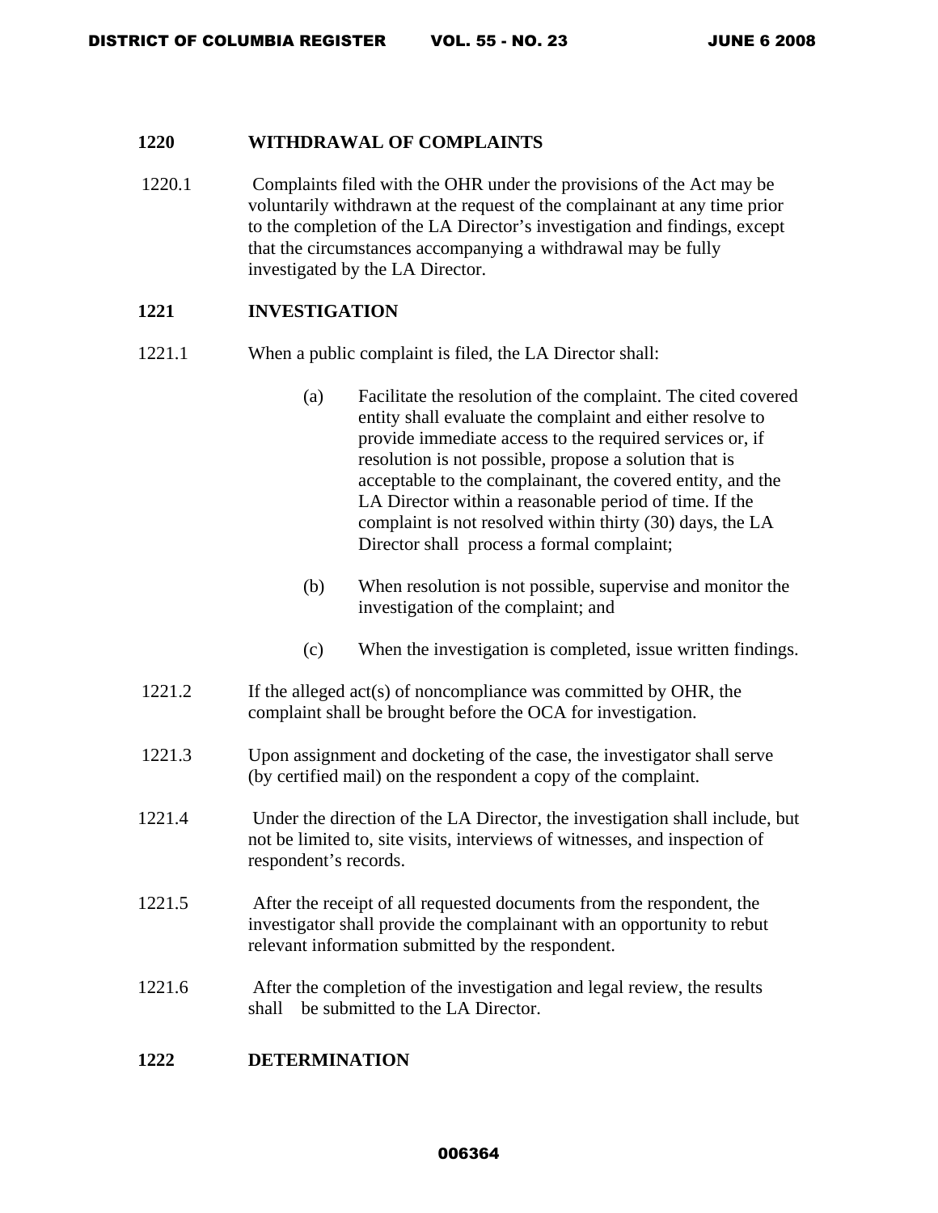**1220 WITHDRAWAL OF COMPLAINTS**

1220.1 Complaints filed with the OHR under the provisions of the Act may be voluntarily withdrawn at the request of the complainant at any time prior to the completion of the LA Director's investigation and findings, except that the circumstances accompanying a withdrawal may be fully investigated by the LA Director.

**1221 INVESTIGATION**

1221.1 When a public complaint is filed, the LA Director shall:

(a) Facilitate the resolution of the complaint. The cited covered entity shall evaluate the complaint and either resolve to provide immediate access to the required services or, if resolution is not possible, propose a solution that is acceptable to the complainant, the covered entity, and the LA Director within a reasonable period of time. If the complaint is not resolved within thirty (30) days, the LA Director shall process a formal complaint;

(b) When resolution is not possible, supervise and monitor the investigation of the complaint; and

(c) When the investigation is completed, issue written findings.

1221.2 If the alleged act(s) of noncompliance was committed by OHR, the complaint shall be brought before the OCA for investigation.

1221.3 Upon assignment and docketing of the case, the investigator shall serve (by certified mail) on the respondent a copy of the complaint.

1221.4 Under the direction of the LA Director, the investigation shall include, but not be limited to, site visits, interviews of witnesses, and inspection of respondent's records.

1221.5 After the receipt of all requested documents from the respondent, the investigator shall provide the complainant with an opportunity to rebut relevant information submitted by the respondent.

1221.6 After the completion of the investigation and legal review, the results shall be submitted to the LA Director.

**1222 DETERMINATION**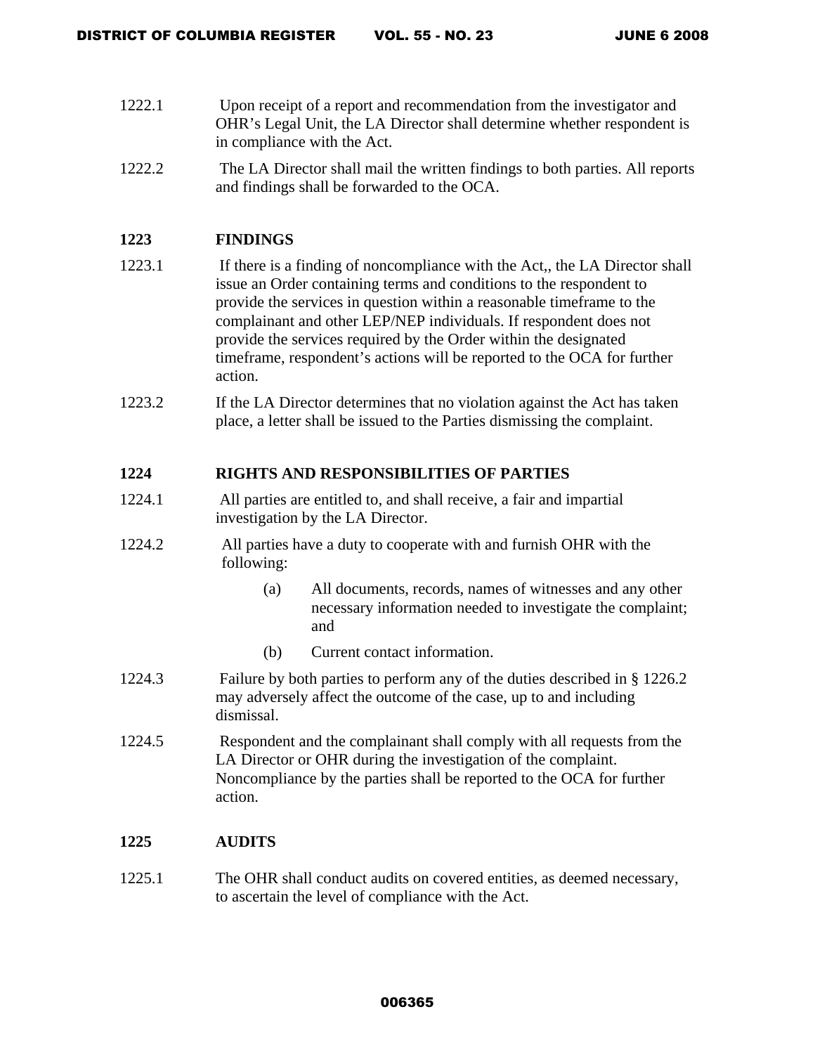1222.1 Upon receipt of a report and recommendation from the investigator and OHR's Legal Unit, the LA Director shall determine whether respondent is in compliance with the Act.

1222.2 The LA Director shall mail the written findings to both parties. All reports and findings shall be forwarded to the OCA.

**1223 FINDINGS**

1223.1 If there is a finding of noncompliance with the Act,, the LA Director shall issue an Order containing terms and conditions to the respondent to provide the services in question within a reasonable timeframe to the complainant and other LEP/NEP individuals. If respondent does not provide the services required by the Order within the designated timeframe, respondent's actions will be reported to the OCA for further action.

1223.2 If the LA Director determines that no violation against the Act has taken place, a letter shall be issued to the Parties dismissing the complaint.

**1224 RIGHTS AND RESPONSIBILITIES OF PARTIES**

1224.1 All parties are entitled to, and shall receive, a fair and impartial investigation by the LA Director.

1224.2 All parties have a duty to cooperate with and furnish OHR with the following:

(a) All documents, records, names of witnesses and any other necessary information needed to investigate the complaint; and

(b) Current contact information.

1224.3 Failure by both parties to perform any of the duties described in § 1226.2 may adversely affect the outcome of the case, up to and including dismissal.

1224.5 Respondent and the complainant shall comply with all requests from the LA Director or OHR during the investigation of the complaint. Noncompliance by the parties shall be reported to the OCA for further action.

**1225 AUDITS**

1225.1 The OHR shall conduct audits on covered entities, as deemed necessary, to ascertain the level of compliance with the Act.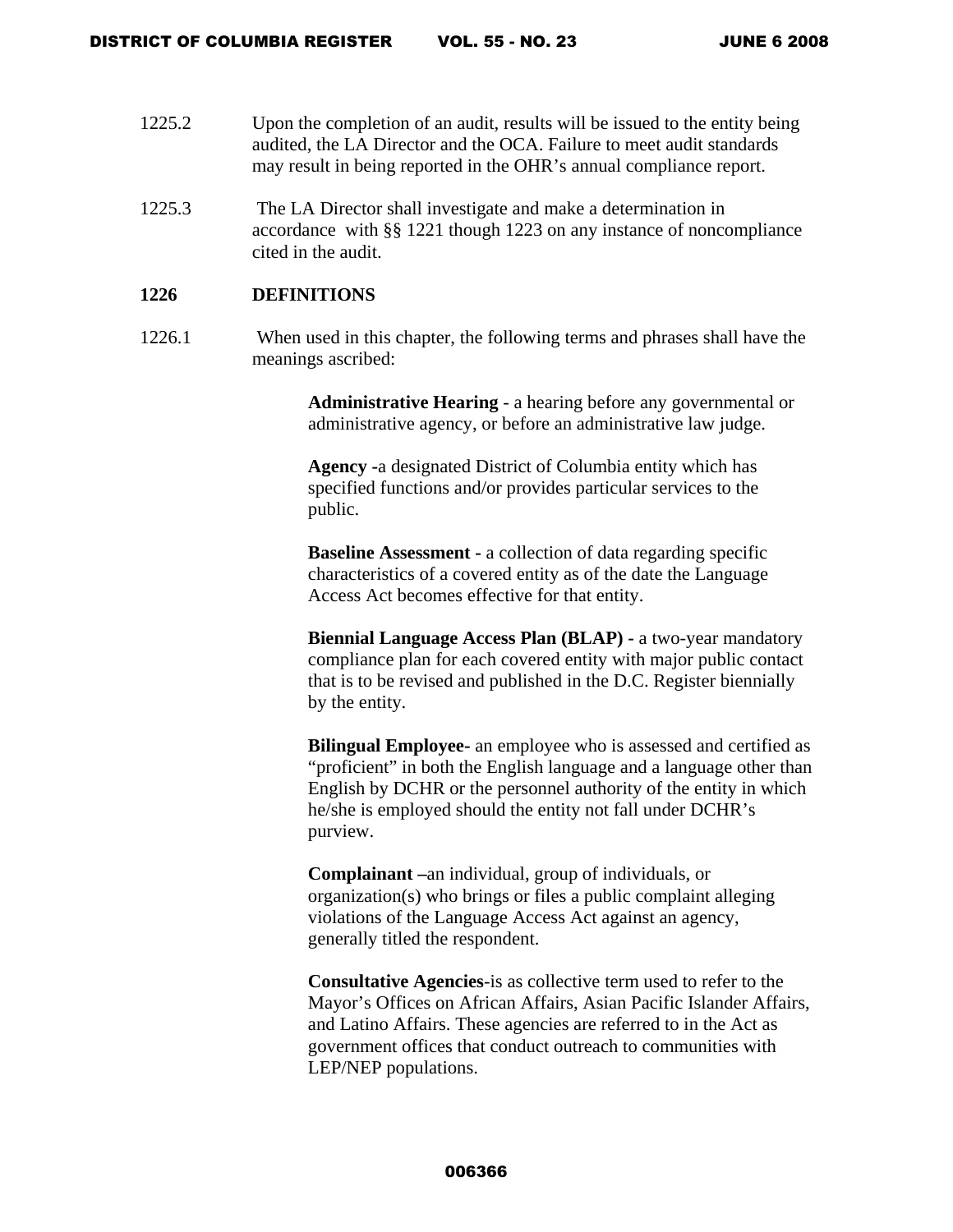1225.2 Upon the completion of an audit, results will be issued to the entity being audited, the LA Director and the OCA. Failure to meet audit standards may result in being reported in the OHR's annual compliance report.

1225.3 The LA Director shall investigate and make a determination in accordance with §§ 1221 though 1223 on any instance of noncompliance cited in the audit.

**1226 DEFINITIONS**

1226.1 When used in this chapter, the following terms and phrases shall have the meanings ascribed:

**Administrative Hearing** - a hearing before any governmental or administrative agency, or before an administrative law judge.

**Agency** -a designated District of Columbia entity which has specified functions and/or provides particular services to the public.

**Baseline Assessment** - a collection of data regarding specific characteristics of a covered entity as of the date the Language Access Act becomes effective for that entity.

**Biennial Language Access Plan (BLAP)** - a two-year mandatory compliance plan for each covered entity with major public contact that is to be revised and published in the D.C. Register biennially by the entity.

**Bilingual Employee**- an employee who is assessed and certified as "proficient" in both the English language and a language other than English by DCHR or the personnel authority of the entity in which he/she is employed should the entity not fall under DCHR's purview.

**Complainant** –an individual, group of individuals, or organization(s) who brings or files a public complaint alleging violations of the Language Access Act against an agency, generally titled the respondent.

**Consultative Agencies**-is as collective term used to refer to the Mayor's Offices on African Affairs, Asian Pacific Islander Affairs, and Latino Affairs. These agencies are referred to in the Act as government offices that conduct outreach to communities with LEP/NEP populations.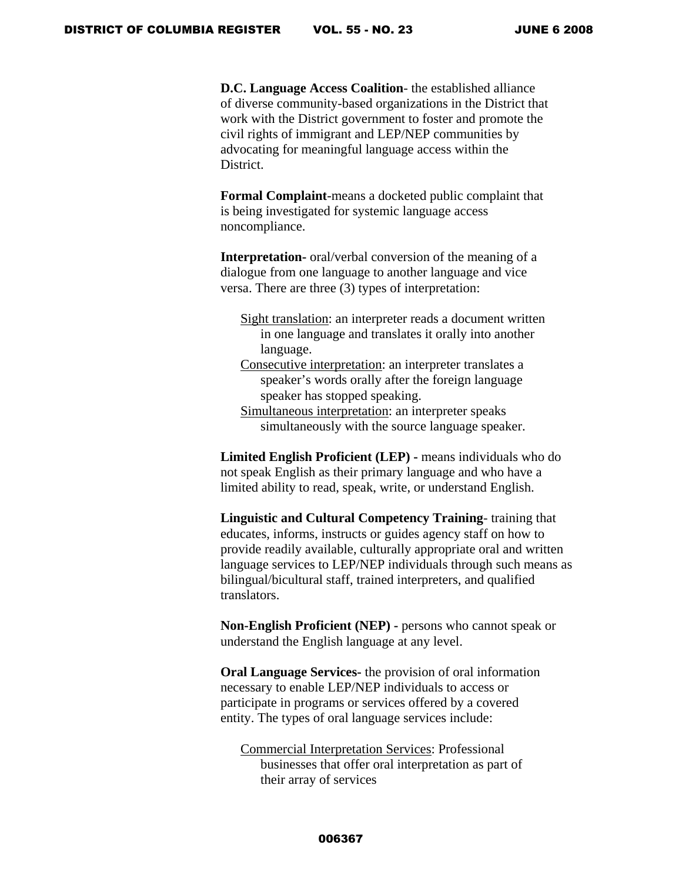**D.C. Language Access Coalition**- the established alliance of diverse community-based organizations in the District that work with the District government to foster and promote the civil rights of immigrant and LEP/NEP communities by advocating for meaningful language access within the District.

**Formal Complaint**-means a docketed public complaint that is being investigated for systemic language access noncompliance.

**Interpretation**- oral/verbal conversion of the meaning of a dialogue from one language to another language and vice versa. There are three (3) types of interpretation:

- Sight translation: an interpreter reads a document written in one language and translates it orally into another language.
- Consecutive interpretation: an interpreter translates a speaker's words orally after the foreign language speaker has stopped speaking.
- Simultaneous interpretation: an interpreter speaks simultaneously with the source language speaker.

**Limited English Proficient (LEP) -** means individuals who do not speak English as their primary language and who have a limited ability to read, speak, write, or understand English.

**Linguistic and Cultural Competency Training**- training that educates, informs, instructs or guides agency staff on how to provide readily available, culturally appropriate oral and written language services to LEP/NEP individuals through such means as bilingual/bicultural staff, trained interpreters, and qualified translators.

**Non-English Proficient (NEP) -** persons who cannot speak or understand the English language at any level.

**Oral Language Services-** the provision of oral information necessary to enable LEP/NEP individuals to access or participate in programs or services offered by a covered entity. The types of oral language services include:

- Commercial Interpretation Services: Professional businesses that offer oral interpretation as part of their array of services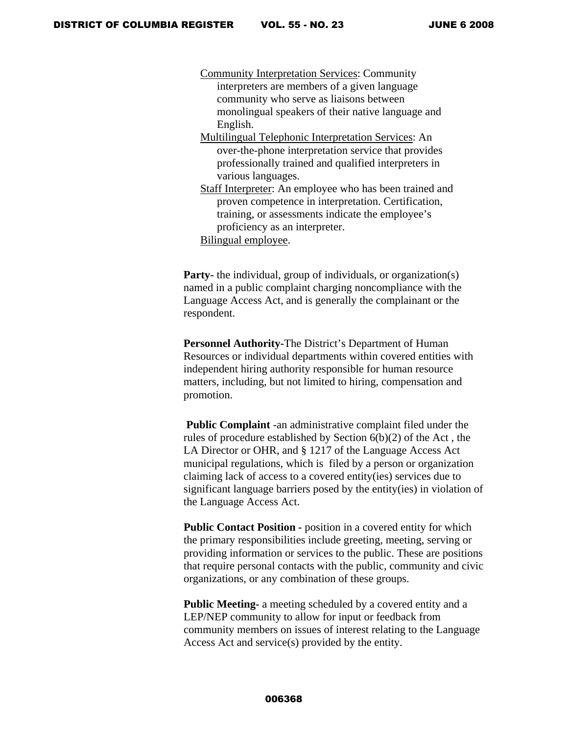Community Interpretation Services: Community interpreters are members of a given language community who serve as liaisons between monolingual speakers of their native language and English.

Multilingual Telephonic Interpretation Services: An over-the-phone interpretation service that provides professionally trained and qualified interpreters in various languages.

Staff Interpreter: An employee who has been trained and proven competence in interpretation. Certification, training, or assessments indicate the employee's proficiency as an interpreter.

Bilingual employee.

**Party-** the individual, group of individuals, or organization(s) named in a public complaint charging noncompliance with the Language Access Act, and is generally the complainant or the respondent.

**Personnel Authority**-The District's Department of Human Resources or individual departments within covered entities with independent hiring authority responsible for human resource matters, including, but not limited to hiring, compensation and promotion.

**Public Complaint** -an administrative complaint filed under the rules of procedure established by Section 6(b)(2) of the Act , the LA Director or OHR, and § 1217 of the Language Access Act municipal regulations, which is filed by a person or organization claiming lack of access to a covered entity(ies) services due to significant language barriers posed by the entity(ies) in violation of the Language Access Act.

**Public Contact Position -** position in a covered entity for which the primary responsibilities include greeting, meeting, serving or providing information or services to the public. These are positions that require personal contacts with the public, community and civic organizations, or any combination of these groups.

**Public Meeting-** a meeting scheduled by a covered entity and a LEP/NEP community to allow for input or feedback from community members on issues of interest relating to the Language Access Act and service(s) provided by the entity.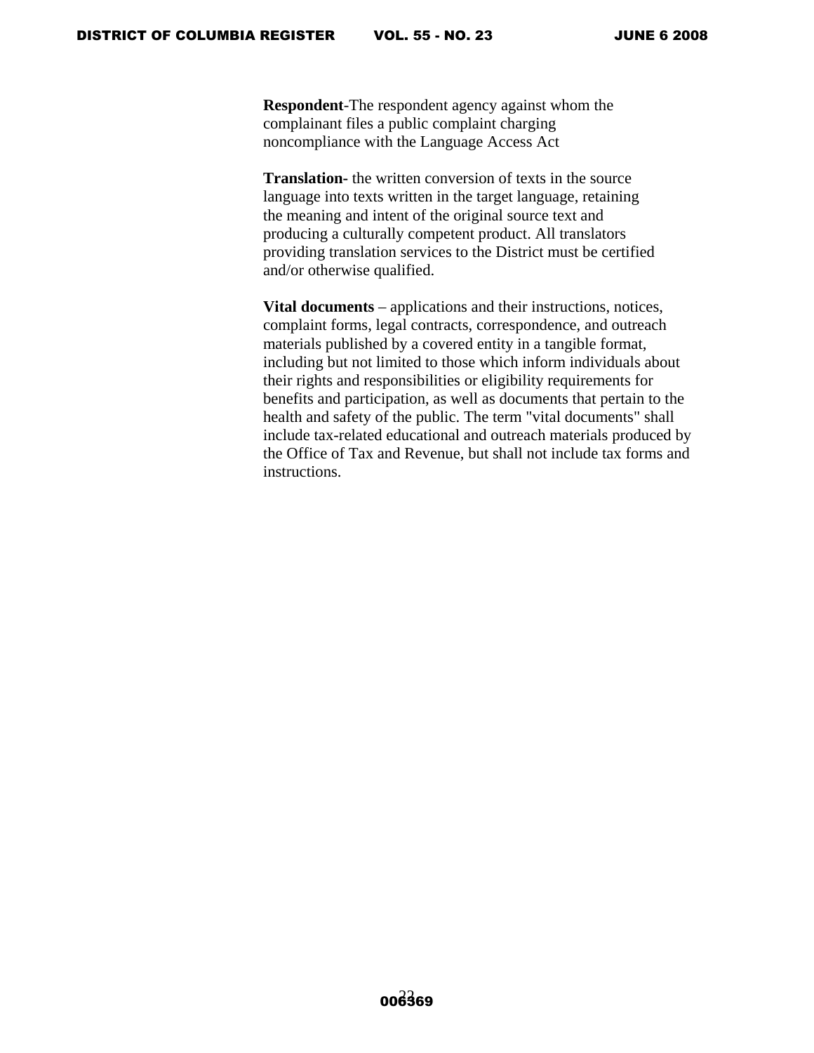**Respondent**-The respondent agency against whom the complainant files a public complaint charging noncompliance with the Language Access Act

**Translation-** the written conversion of texts in the source language into texts written in the target language, retaining the meaning and intent of the original source text and producing a culturally competent product. All translators providing translation services to the District must be certified and/or otherwise qualified.

**Vital documents** – applications and their instructions, notices, complaint forms, legal contracts, correspondence, and outreach materials published by a covered entity in a tangible format, including but not limited to those which inform individuals about their rights and responsibilities or eligibility requirements for benefits and participation, as well as documents that pertain to the health and safety of the public. The term "vital documents" shall include tax-related educational and outreach materials produced by the Office of Tax and Revenue, but shall not include tax forms and instructions.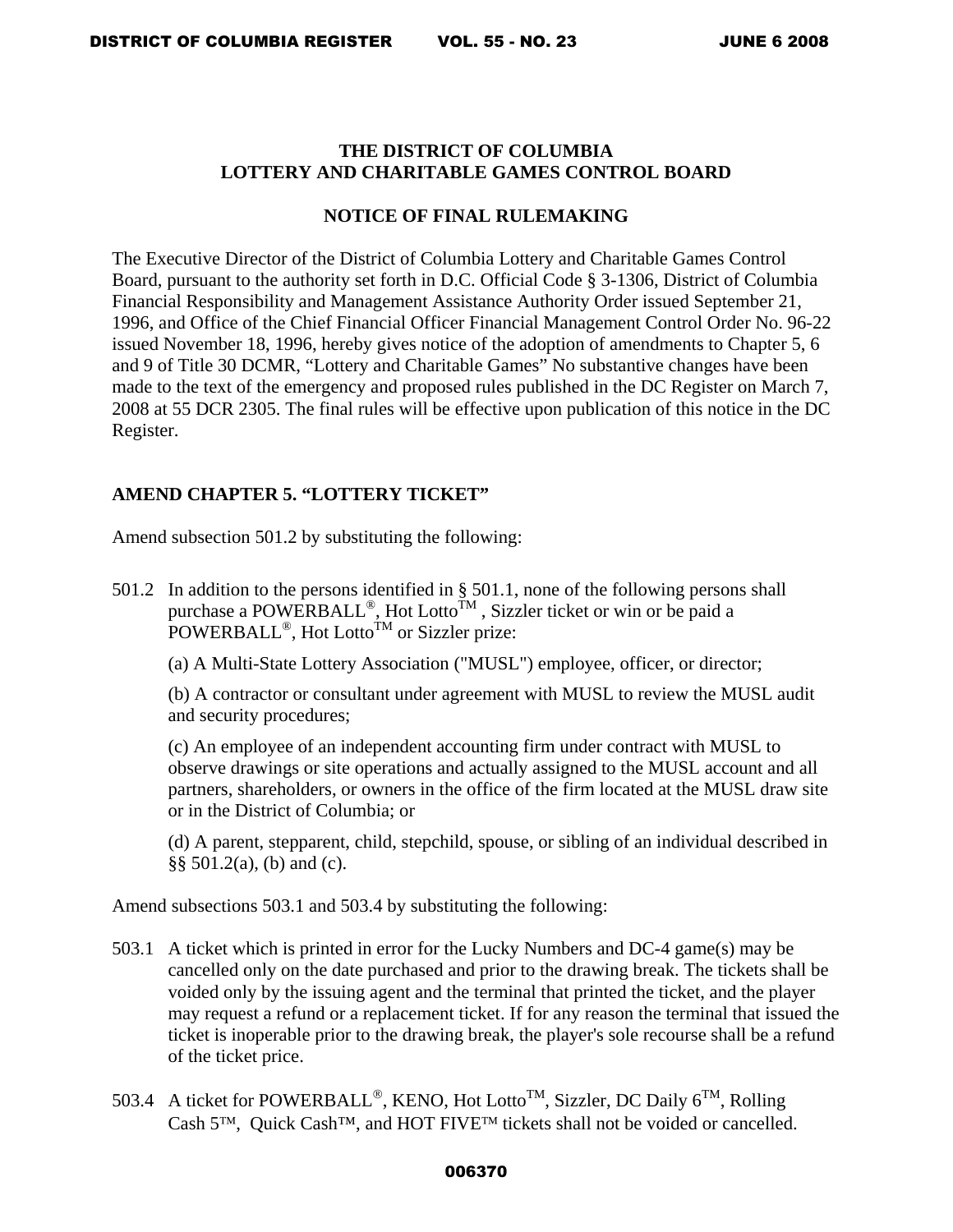**THE DISTRICT OF COLUMBIA**
**LOTTERY AND CHARITABLE GAMES CONTROL BOARD**

**NOTICE OF FINAL RULEMAKING**

The Executive Director of the District of Columbia Lottery and Charitable Games Control Board, pursuant to the authority set forth in D.C. Official Code § 3-1306, District of Columbia Financial Responsibility and Management Assistance Authority Order issued September 21, 1996, and Office of the Chief Financial Officer Financial Management Control Order No. 96-22 issued November 18, 1996, hereby gives notice of the adoption of amendments to Chapter 5, 6 and 9 of Title 30 DCMR, "Lottery and Charitable Games" No substantive changes have been made to the text of the emergency and proposed rules published in the DC Register on March 7, 2008 at 55 DCR 2305. The final rules will be effective upon publication of this notice in the DC Register.

**AMEND CHAPTER 5. "LOTTERY TICKET"**

Amend subsection 501.2 by substituting the following:

501.2 In addition to the persons identified in § 501.1, none of the following persons shall purchase a POWERBALL®, Hot Lotto™ , Sizzler ticket or win or be paid a POWERBALL®, Hot Lotto™ or Sizzler prize:

(a) A Multi-State Lottery Association ("MUSL") employee, officer, or director;

(b) A contractor or consultant under agreement with MUSL to review the MUSL audit and security procedures;

(c) An employee of an independent accounting firm under contract with MUSL to observe drawings or site operations and actually assigned to the MUSL account and all partners, shareholders, or owners in the office of the firm located at the MUSL draw site or in the District of Columbia; or

(d) A parent, stepparent, child, stepchild, spouse, or sibling of an individual described in §§ 501.2(a), (b) and (c).

Amend subsections 503.1 and 503.4 by substituting the following:

503.1 A ticket which is printed in error for the Lucky Numbers and DC-4 game(s) may be cancelled only on the date purchased and prior to the drawing break. The tickets shall be voided only by the issuing agent and the terminal that printed the ticket, and the player may request a refund or a replacement ticket. If for any reason the terminal that issued the ticket is inoperable prior to the drawing break, the player's sole recourse shall be a refund of the ticket price.

503.4 A ticket for POWERBALL®, KENO, Hot Lotto™, Sizzler, DC Daily 6™, Rolling Cash 5™, Quick Cash™, and HOT FIVE™ tickets shall not be voided or cancelled.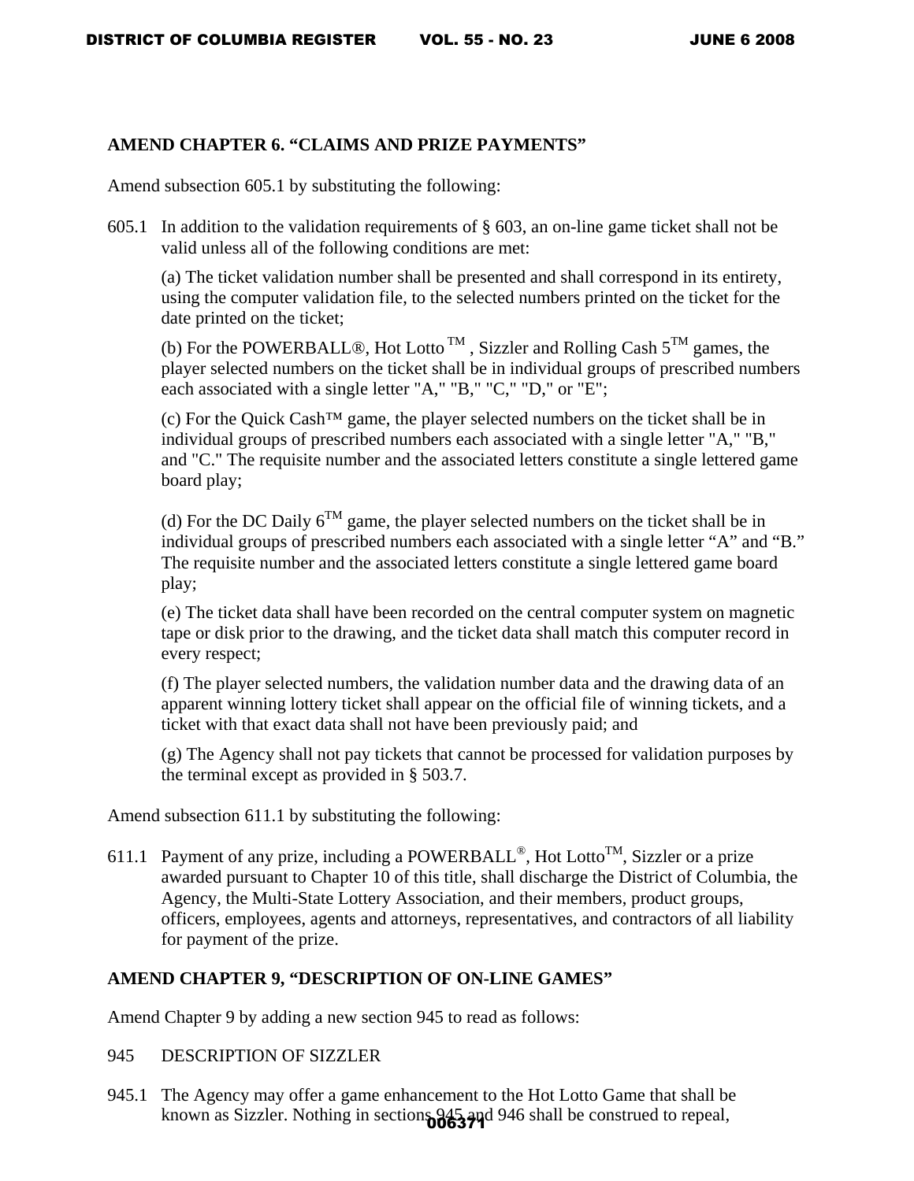**AMEND CHAPTER 6. "CLAIMS AND PRIZE PAYMENTS"**

Amend subsection 605.1 by substituting the following:

605.1 In addition to the validation requirements of § 603, an on-line game ticket shall not be valid unless all of the following conditions are met:

(a) The ticket validation number shall be presented and shall correspond in its entirety, using the computer validation file, to the selected numbers printed on the ticket for the date printed on the ticket;

(b) For the POWERBALL®, Hot Lotto ™ , Sizzler and Rolling Cash 5™ games, the player selected numbers on the ticket shall be in individual groups of prescribed numbers each associated with a single letter "A," "B," "C," "D," or "E";

(c) For the Quick Cash™ game, the player selected numbers on the ticket shall be in individual groups of prescribed numbers each associated with a single letter "A," "B," and "C." The requisite number and the associated letters constitute a single lettered game board play;

(d) For the DC Daily 6™ game, the player selected numbers on the ticket shall be in individual groups of prescribed numbers each associated with a single letter "A" and "B." The requisite number and the associated letters constitute a single lettered game board play;

(e) The ticket data shall have been recorded on the central computer system on magnetic tape or disk prior to the drawing, and the ticket data shall match this computer record in every respect;

(f) The player selected numbers, the validation number data and the drawing data of an apparent winning lottery ticket shall appear on the official file of winning tickets, and a ticket with that exact data shall not have been previously paid; and

(g) The Agency shall not pay tickets that cannot be processed for validation purposes by the terminal except as provided in § 503.7.

Amend subsection 611.1 by substituting the following:

611.1 Payment of any prize, including a POWERBALL®, Hot Lotto™, Sizzler or a prize awarded pursuant to Chapter 10 of this title, shall discharge the District of Columbia, the Agency, the Multi-State Lottery Association, and their members, product groups, officers, employees, agents and attorneys, representatives, and contractors of all liability for payment of the prize.

**AMEND CHAPTER 9, "DESCRIPTION OF ON-LINE GAMES"**

Amend Chapter 9 by adding a new section 945 to read as follows:

945 DESCRIPTION OF SIZZLER

945.1 The Agency may offer a game enhancement to the Hot Lotto Game that shall be known as Sizzler. Nothing in sections 945 and 946 shall be construed to repeal,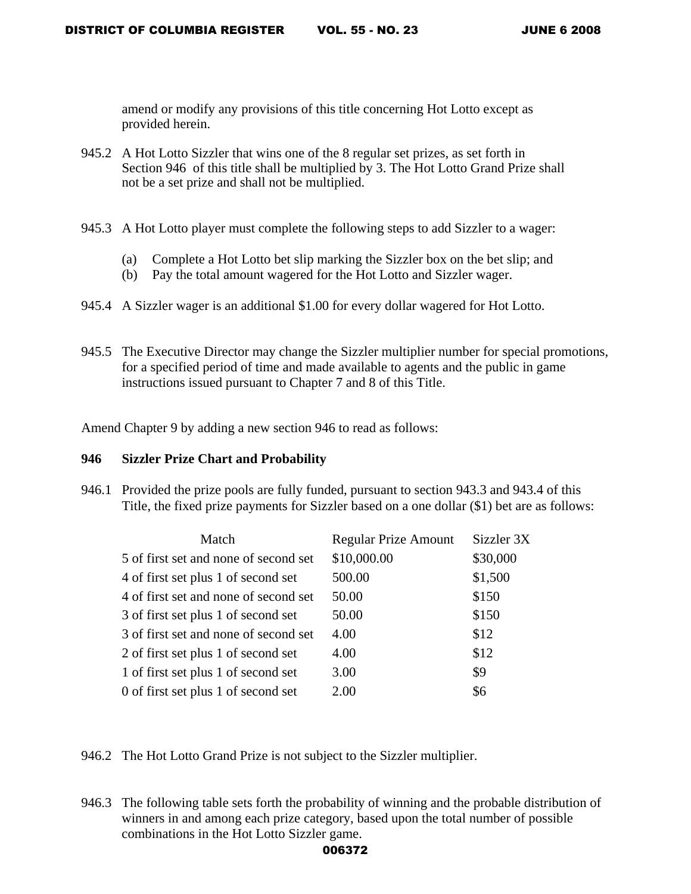amend or modify any provisions of this title concerning Hot Lotto except as provided herein.

945.2 A Hot Lotto Sizzler that wins one of the 8 regular set prizes, as set forth in Section 946 of this title shall be multiplied by 3. The Hot Lotto Grand Prize shall not be a set prize and shall not be multiplied.

945.3 A Hot Lotto player must complete the following steps to add Sizzler to a wager:

(a) Complete a Hot Lotto bet slip marking the Sizzler box on the bet slip; and
(b) Pay the total amount wagered for the Hot Lotto and Sizzler wager.

945.4 A Sizzler wager is an additional $1.00 for every dollar wagered for Hot Lotto.

945.5 The Executive Director may change the Sizzler multiplier number for special promotions, for a specified period of time and made available to agents and the public in game instructions issued pursuant to Chapter 7 and 8 of this Title.

Amend Chapter 9 by adding a new section 946 to read as follows:

**946 Sizzler Prize Chart and Probability**

946.1 Provided the prize pools are fully funded, pursuant to section 943.3 and 943.4 of this Title, the fixed prize payments for Sizzler based on a one dollar ($1) bet are as follows:

| Match | Regular Prize Amount | Sizzler 3X |
|---|---|---|
| 5 of first set and none of second set | $10,000.00 | $30,000 |
| 4 of first set plus 1 of second set | 500.00 | $1,500 |
| 4 of first set and none of second set | 50.00 | $150 |
| 3 of first set plus 1 of second set | 50.00 | $150 |
| 3 of first set and none of second set | 4.00 | $12 |
| 2 of first set plus 1 of second set | 4.00 | $12 |
| 1 of first set plus 1 of second set | 3.00 | $9 |
| 0 of first set plus 1 of second set | 2.00 | $6 |

946.2 The Hot Lotto Grand Prize is not subject to the Sizzler multiplier.

946.3 The following table sets forth the probability of winning and the probable distribution of winners in and among each prize category, based upon the total number of possible combinations in the Hot Lotto Sizzler game.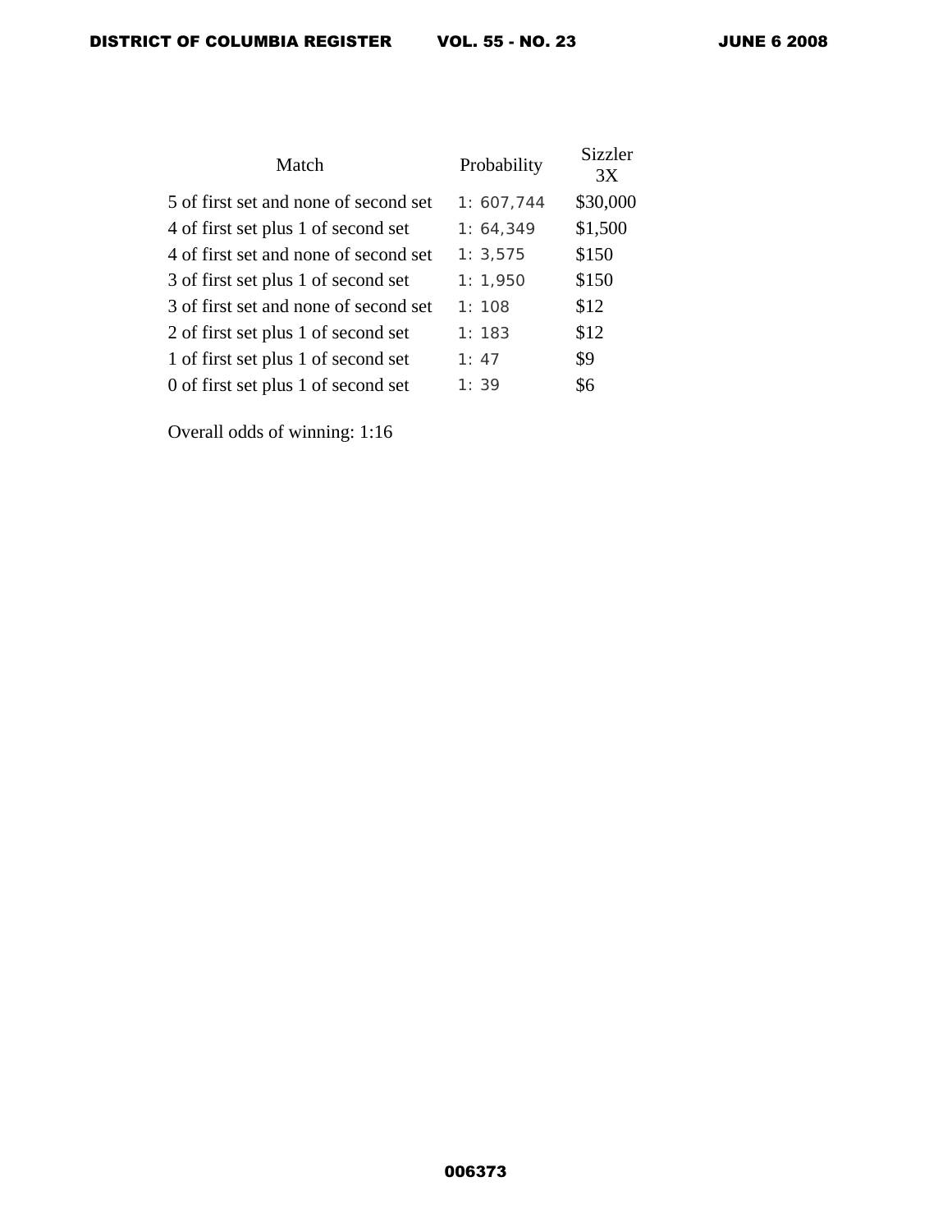| Match | Probability | Sizzler 3X |
| --- | --- | --- |
| 5 of first set and none of second set | 1: 607,744 | $30,000 |
| 4 of first set plus 1 of second set | 1: 64,349 | $1,500 |
| 4 of first set and none of second set | 1: 3,575 | $150 |
| 3 of first set plus 1 of second set | 1: 1,950 | $150 |
| 3 of first set and none of second set | 1: 108 | $12 |
| 2 of first set plus 1 of second set | 1: 183 | $12 |
| 1 of first set plus 1 of second set | 1: 47 | $9 |
| 0 of first set plus 1 of second set | 1: 39 | $6 |

Overall odds of winning: 1:16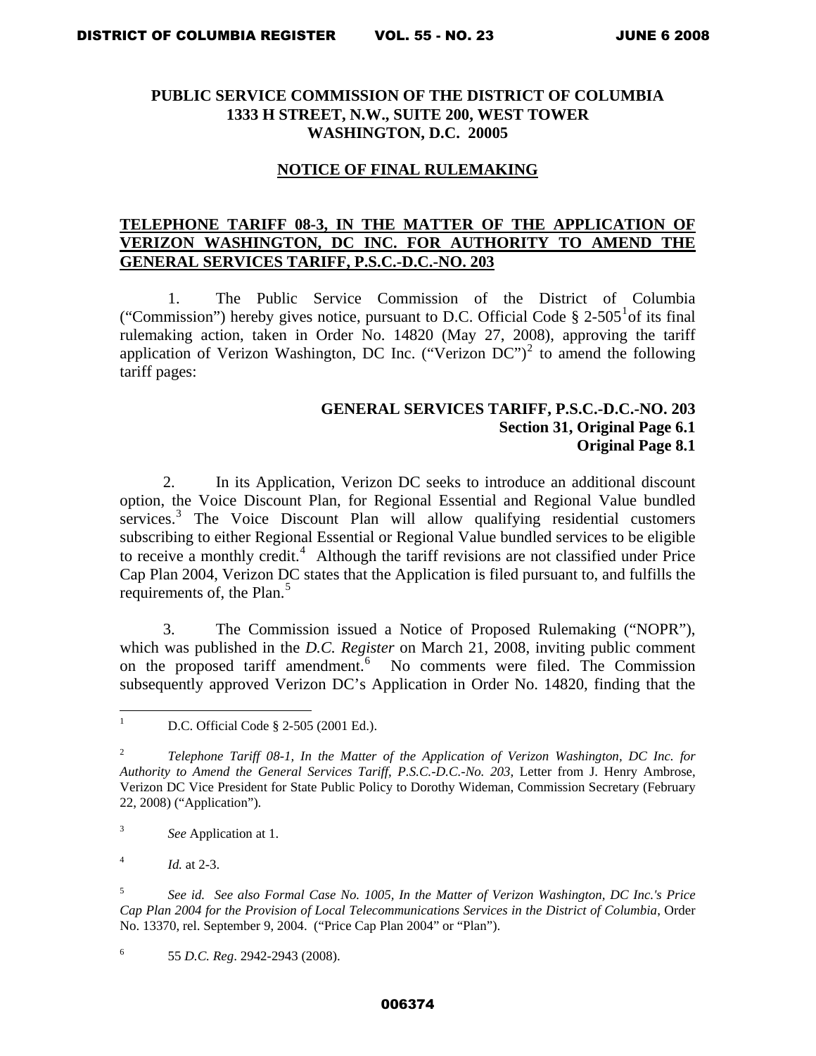**PUBLIC SERVICE COMMISSION OF THE DISTRICT OF COLUMBIA**
**1333 H STREET, N.W., SUITE 200, WEST TOWER**
**WASHINGTON, D.C. 20005**

**NOTICE OF FINAL RULEMAKING**

**TELEPHONE TARIFF 08-3, IN THE MATTER OF THE APPLICATION OF VERIZON WASHINGTON, DC INC. FOR AUTHORITY TO AMEND THE GENERAL SERVICES TARIFF, P.S.C.-D.C.-NO. 203**

1. The Public Service Commission of the District of Columbia ("Commission") hereby gives notice, pursuant to D.C. Official Code § 2-505[1] of its final rulemaking action, taken in Order No. 14820 (May 27, 2008), approving the tariff application of Verizon Washington, DC Inc. ("Verizon DC")[2] to amend the following tariff pages:

**GENERAL SERVICES TARIFF, P.S.C.-D.C.-NO. 203**
**Section 31, Original Page 6.1**
**Original Page 8.1**

2. In its Application, Verizon DC seeks to introduce an additional discount option, the Voice Discount Plan, for Regional Essential and Regional Value bundled services.[3] The Voice Discount Plan will allow qualifying residential customers subscribing to either Regional Essential or Regional Value bundled services to be eligible to receive a monthly credit.[4] Although the tariff revisions are not classified under Price Cap Plan 2004, Verizon DC states that the Application is filed pursuant to, and fulfills the requirements of, the Plan.[5]

3. The Commission issued a Notice of Proposed Rulemaking ("NOPR"), which was published in the *D.C. Register* on March 21, 2008, inviting public comment on the proposed tariff amendment.[6] No comments were filed. The Commission subsequently approved Verizon DC's Application in Order No. 14820, finding that the

---

[1] D.C. Official Code § 2-505 (2001 Ed.).

[2] *Telephone Tariff 08-1, In the Matter of the Application of Verizon Washington, DC Inc. for Authority to Amend the General Services Tariff, P.S.C.-D.C.-No. 203*, Letter from J. Henry Ambrose, Verizon DC Vice President for State Public Policy to Dorothy Wideman, Commission Secretary (February 22, 2008) ("Application").

[3] *See* Application at 1.

[4] *Id.* at 2-3.

[5] *See id. See also Formal Case No. 1005, In the Matter of Verizon Washington, DC Inc.'s Price Cap Plan 2004 for the Provision of Local Telecommunications Services in the District of Columbia*, Order No. 13370, rel. September 9, 2004. ("Price Cap Plan 2004" or "Plan").

[6] 55 *D.C. Reg*. 2942-2943 (2008).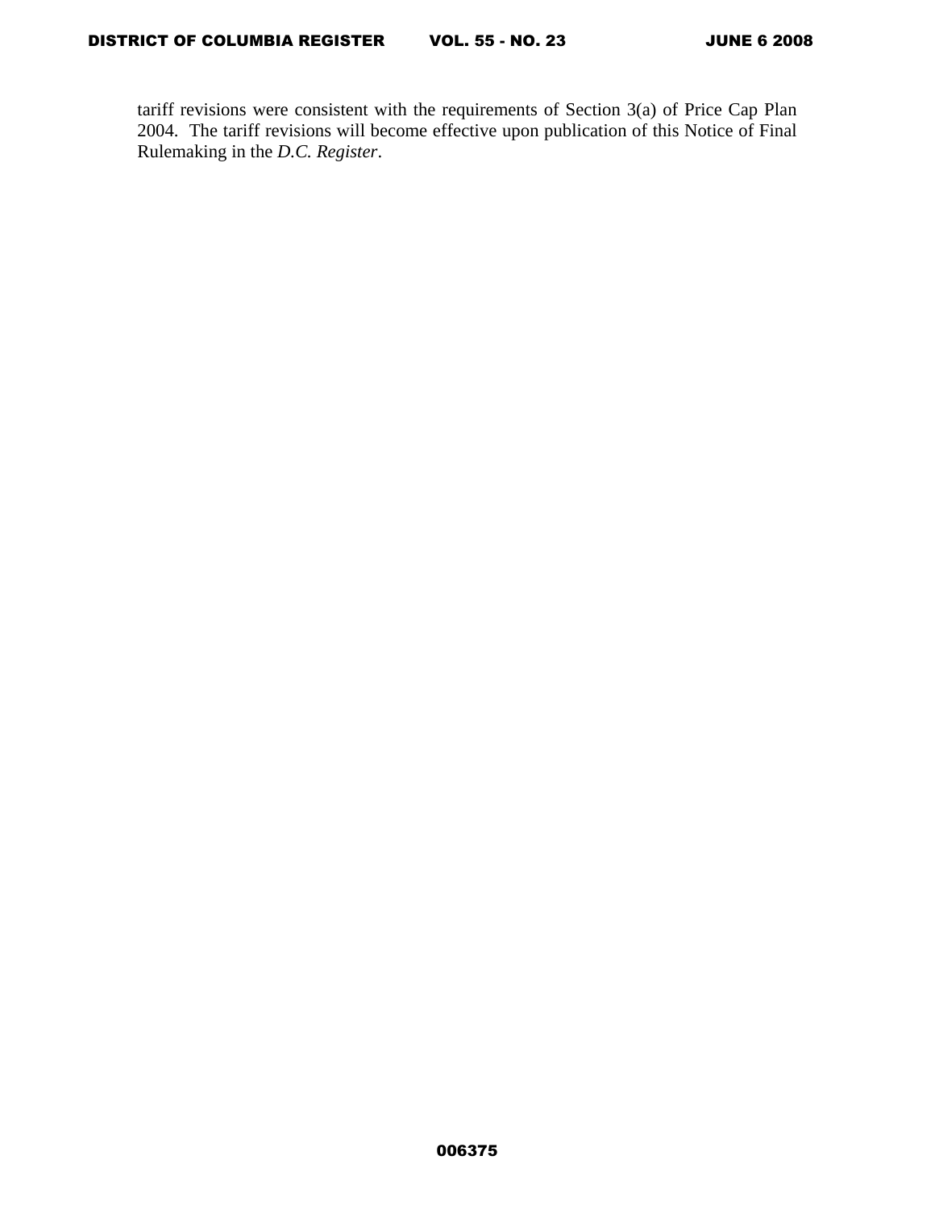tariff revisions were consistent with the requirements of Section 3(a) of Price Cap Plan 2004. The tariff revisions will become effective upon publication of this Notice of Final Rulemaking in the *D.C. Register*.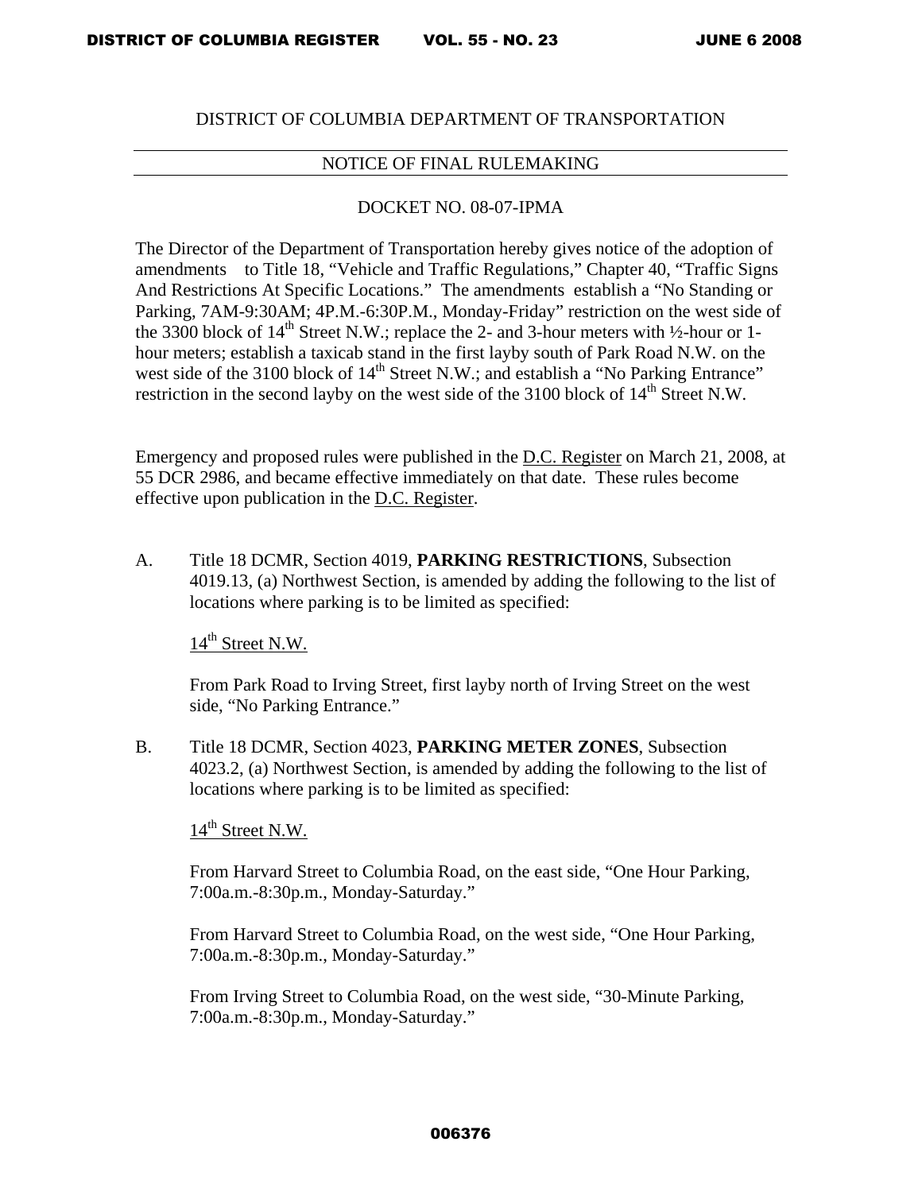DISTRICT OF COLUMBIA DEPARTMENT OF TRANSPORTATION

NOTICE OF FINAL RULEMAKING

DOCKET NO. 08-07-IPMA

The Director of the Department of Transportation hereby gives notice of the adoption of amendments to Title 18, "Vehicle and Traffic Regulations," Chapter 40, "Traffic Signs And Restrictions At Specific Locations." The amendments establish a "No Standing or Parking, 7AM-9:30AM; 4P.M.-6:30P.M., Monday-Friday" restriction on the west side of the 3300 block of 14th Street N.W.; replace the 2- and 3-hour meters with ½-hour or 1-hour meters; establish a taxicab stand in the first layby south of Park Road N.W. on the west side of the 3100 block of 14th Street N.W.; and establish a "No Parking Entrance" restriction in the second layby on the west side of the 3100 block of 14th Street N.W.

Emergency and proposed rules were published in the D.C. Register on March 21, 2008, at 55 DCR 2986, and became effective immediately on that date. These rules become effective upon publication in the D.C. Register.

A. Title 18 DCMR, Section 4019, **PARKING RESTRICTIONS**, Subsection 4019.13, (a) Northwest Section, is amended by adding the following to the list of locations where parking is to be limited as specified:

   14th Street N.W.

   From Park Road to Irving Street, first layby north of Irving Street on the west side, "No Parking Entrance."

B. Title 18 DCMR, Section 4023, **PARKING METER ZONES**, Subsection 4023.2, (a) Northwest Section, is amended by adding the following to the list of locations where parking is to be limited as specified:

   14th Street N.W.

   From Harvard Street to Columbia Road, on the east side, "One Hour Parking, 7:00a.m.-8:30p.m., Monday-Saturday."

   From Harvard Street to Columbia Road, on the west side, "One Hour Parking, 7:00a.m.-8:30p.m., Monday-Saturday."

   From Irving Street to Columbia Road, on the west side, "30-Minute Parking, 7:00a.m.-8:30p.m., Monday-Saturday."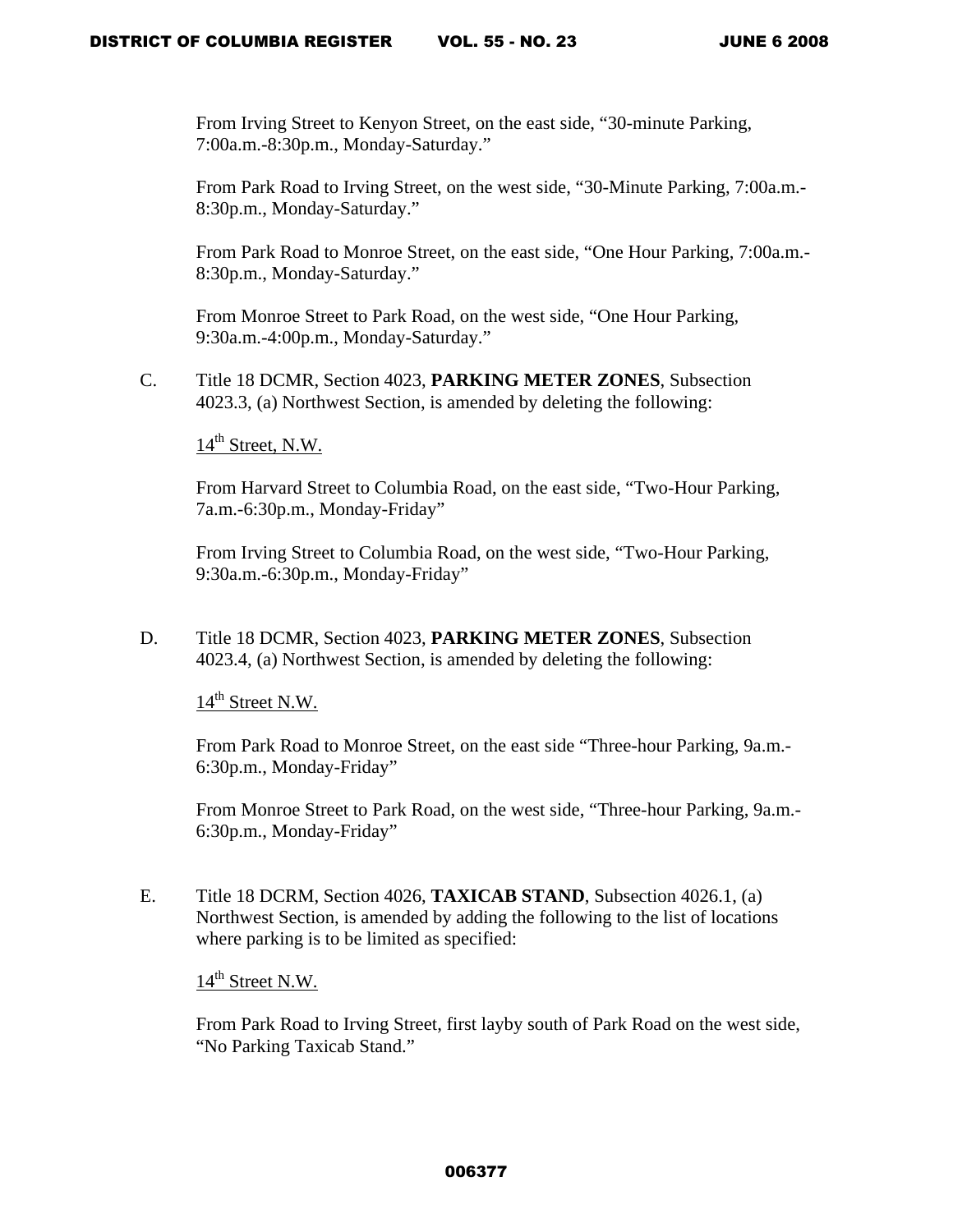From Irving Street to Kenyon Street, on the east side, "30-minute Parking, 7:00a.m.-8:30p.m., Monday-Saturday."

From Park Road to Irving Street, on the west side, "30-Minute Parking, 7:00a.m.-8:30p.m., Monday-Saturday."

From Park Road to Monroe Street, on the east side, "One Hour Parking, 7:00a.m.-8:30p.m., Monday-Saturday."

From Monroe Street to Park Road, on the west side, "One Hour Parking, 9:30a.m.-4:00p.m., Monday-Saturday."

C. Title 18 DCMR, Section 4023, **PARKING METER ZONES**, Subsection 4023.3, (a) Northwest Section, is amended by deleting the following:

<u>14th Street, N.W.</u>

From Harvard Street to Columbia Road, on the east side, "Two-Hour Parking, 7a.m.-6:30p.m., Monday-Friday"

From Irving Street to Columbia Road, on the west side, "Two-Hour Parking, 9:30a.m.-6:30p.m., Monday-Friday"

D. Title 18 DCMR, Section 4023, **PARKING METER ZONES**, Subsection 4023.4, (a) Northwest Section, is amended by deleting the following:

<u>14th Street N.W.</u>

From Park Road to Monroe Street, on the east side "Three-hour Parking, 9a.m.-6:30p.m., Monday-Friday"

From Monroe Street to Park Road, on the west side, "Three-hour Parking, 9a.m.-6:30p.m., Monday-Friday"

E. Title 18 DCRM, Section 4026, **TAXICAB STAND**, Subsection 4026.1, (a) Northwest Section, is amended by adding the following to the list of locations where parking is to be limited as specified:

<u>14th Street N.W.</u>

From Park Road to Irving Street, first layby south of Park Road on the west side, "No Parking Taxicab Stand."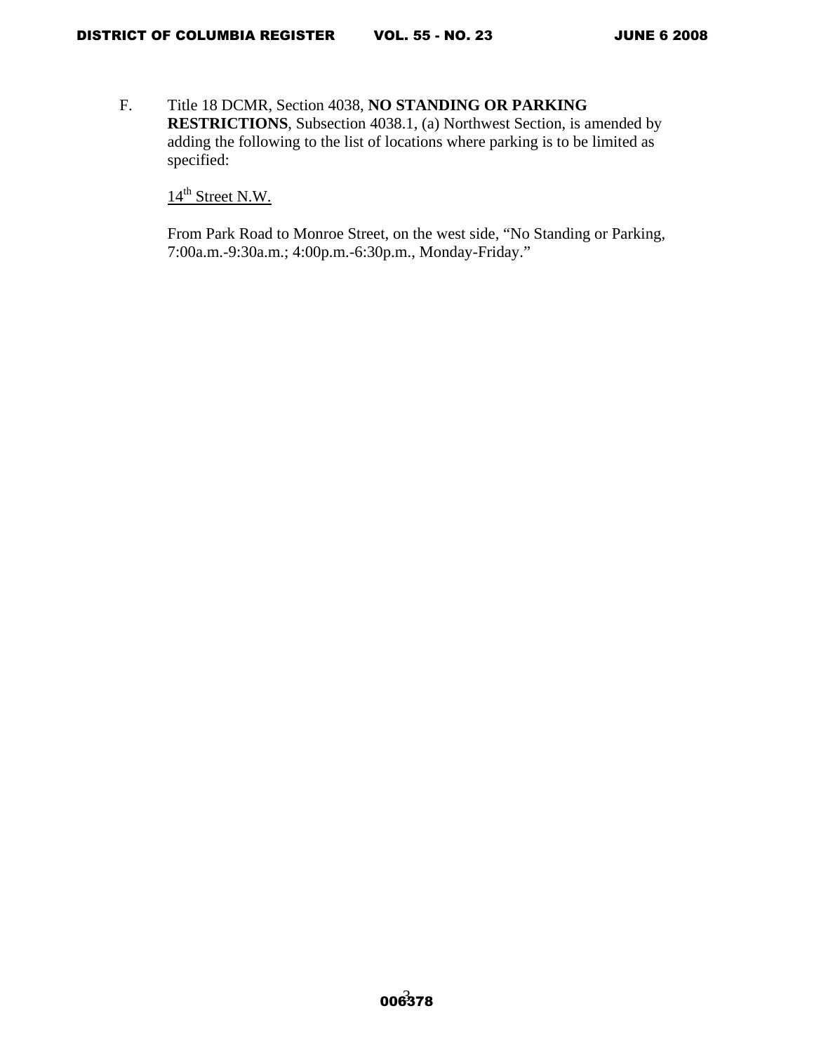F. Title 18 DCMR, Section 4038, **NO STANDING OR PARKING RESTRICTIONS**, Subsection 4038.1, (a) Northwest Section, is amended by adding the following to the list of locations where parking is to be limited as specified:

14th Street N.W.

From Park Road to Monroe Street, on the west side, "No Standing or Parking, 7:00a.m.-9:30a.m.; 4:00p.m.-6:30p.m., Monday-Friday."